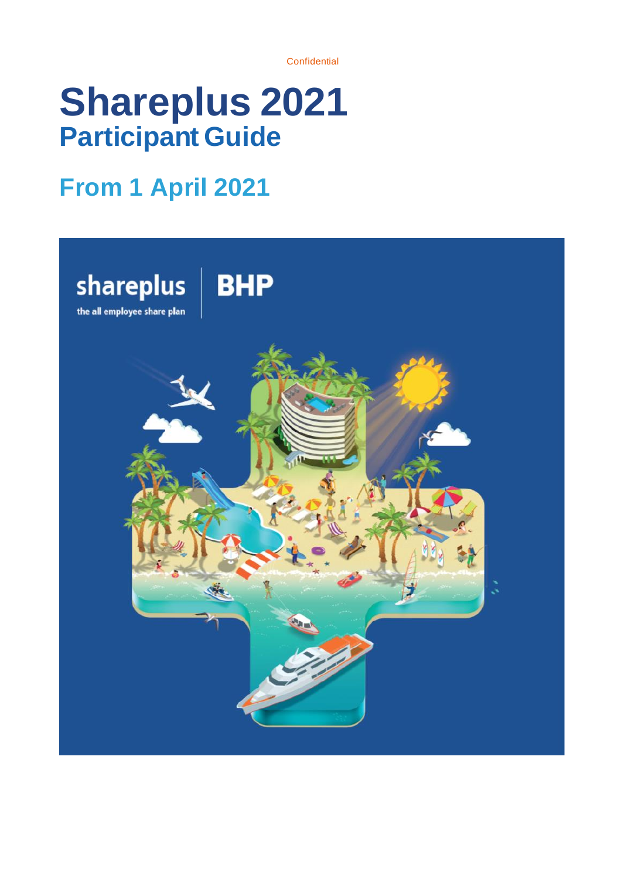Confidential

# Shareplus 2021

## Participant Guide

## From 1 April 2021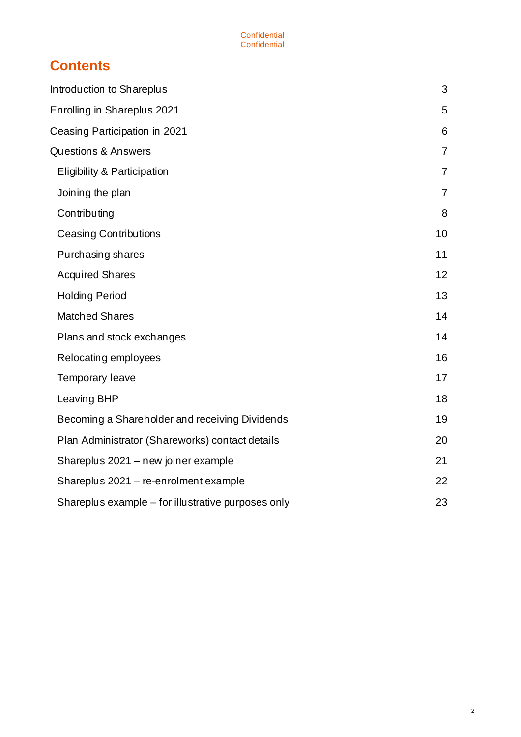# Contents

| | |
|---|---|
| Introduction to Shareplus | 3 |
| Enrolling in Shareplus 2021 | 5 |
| Ceasing Participation in 2021 | 6 |
| Questions & Answers | 7 |
| Eligibility & Participation | 7 |
| Joining the plan | 7 |
| Contributing | 8 |
| Ceasing Contributions | 10 |
| Purchasing shares | 11 |
| Acquired Shares | 12 |
| Holding Period | 13 |
| Matched Shares | 14 |
| Plans and stock exchanges | 14 |
| Relocating employees | 16 |
| Temporary leave | 17 |
| Leaving BHP | 18 |
| Becoming a Shareholder and receiving Dividends | 19 |
| Plan Administrator (Shareworks) contact details | 20 |
| Shareplus 2021 – new joiner example | 21 |
| Shareplus 2021 – re-enrolment example | 22 |
| Shareplus example – for illustrative purposes only | 23 |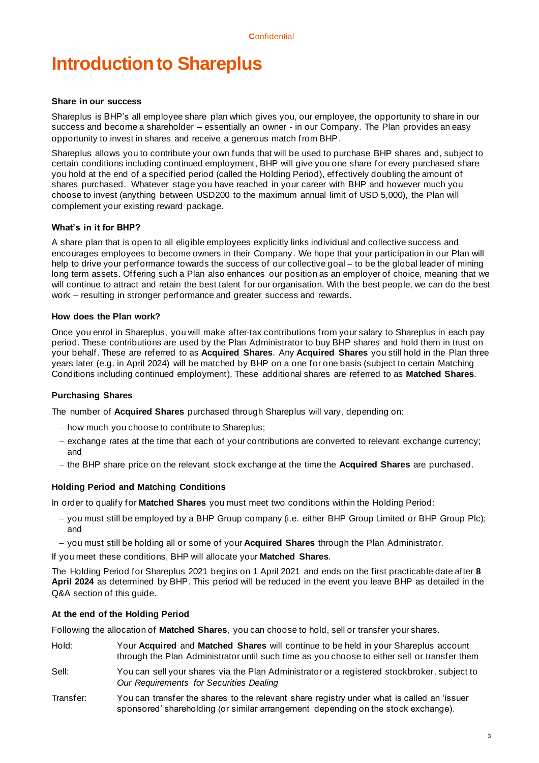# Introduction to Shareplus

### Share in our success

Shareplus is BHP's all employee share plan which gives you, our employee, the opportunity to share in our success and become a shareholder – essentially an owner - in our Company. The Plan provides an easy opportunity to invest in shares and receive a generous match from BHP.

Shareplus allows you to contribute your own funds that will be used to purchase BHP shares and, subject to certain conditions including continued employment, BHP will give you one share for every purchased share you hold at the end of a specified period (called the Holding Period), effectively doubling the amount of shares purchased. Whatever stage you have reached in your career with BHP and however much you choose to invest (anything between USD200 to the maximum annual limit of USD 5,000), the Plan will complement your existing reward package.

### What's in it for BHP?

A share plan that is open to all eligible employees explicitly links individual and collective success and encourages employees to become owners in their Company. We hope that your participation in our Plan will help to drive your performance towards the success of our collective goal – to be the global leader of mining long term assets. Offering such a Plan also enhances our position as an employer of choice, meaning that we will continue to attract and retain the best talent for our organisation. With the best people, we can do the best work – resulting in stronger performance and greater success and rewards.

### How does the Plan work?

Once you enrol in Shareplus, you will make after-tax contributions from your salary to Shareplus in each pay period. These contributions are used by the Plan Administrator to buy BHP shares and hold them in trust on your behalf. These are referred to as **Acquired Shares**. Any **Acquired Shares** you still hold in the Plan three years later (e.g. in April 2024) will be matched by BHP on a one for one basis (subject to certain Matching Conditions including continued employment). These additional shares are referred to as **Matched Shares**.

### Purchasing Shares

The number of **Acquired Shares** purchased through Shareplus will vary, depending on:

- how much you choose to contribute to Shareplus;
- exchange rates at the time that each of your contributions are converted to relevant exchange currency; and
- the BHP share price on the relevant stock exchange at the time the **Acquired Shares** are purchased.

### Holding Period and Matching Conditions

In order to qualify for **Matched Shares** you must meet two conditions within the Holding Period:

- you must still be employed by a BHP Group company (i.e. either BHP Group Limited or BHP Group Plc); and
- you must still be holding all or some of your **Acquired Shares** through the Plan Administrator.

If you meet these conditions, BHP will allocate your **Matched Shares**.

The Holding Period for Shareplus 2021 begins on 1 April 2021 and ends on the first practicable date after **8 April 2024** as determined by BHP. This period will be reduced in the event you leave BHP as detailed in the Q&A section of this guide.

### At the end of the Holding Period

Following the allocation of **Matched Shares**, you can choose to hold, sell or transfer your shares.

Hold: Your **Acquired** and **Matched Shares** will continue to be held in your Shareplus account through the Plan Administrator until such time as you choose to either sell or transfer them

Sell: You can sell your shares via the Plan Administrator or a registered stockbroker, subject to *Our Requirements for Securities Dealing*

Transfer: You can transfer the shares to the relevant share registry under what is called an 'issuer sponsored' shareholding (or similar arrangement depending on the stock exchange).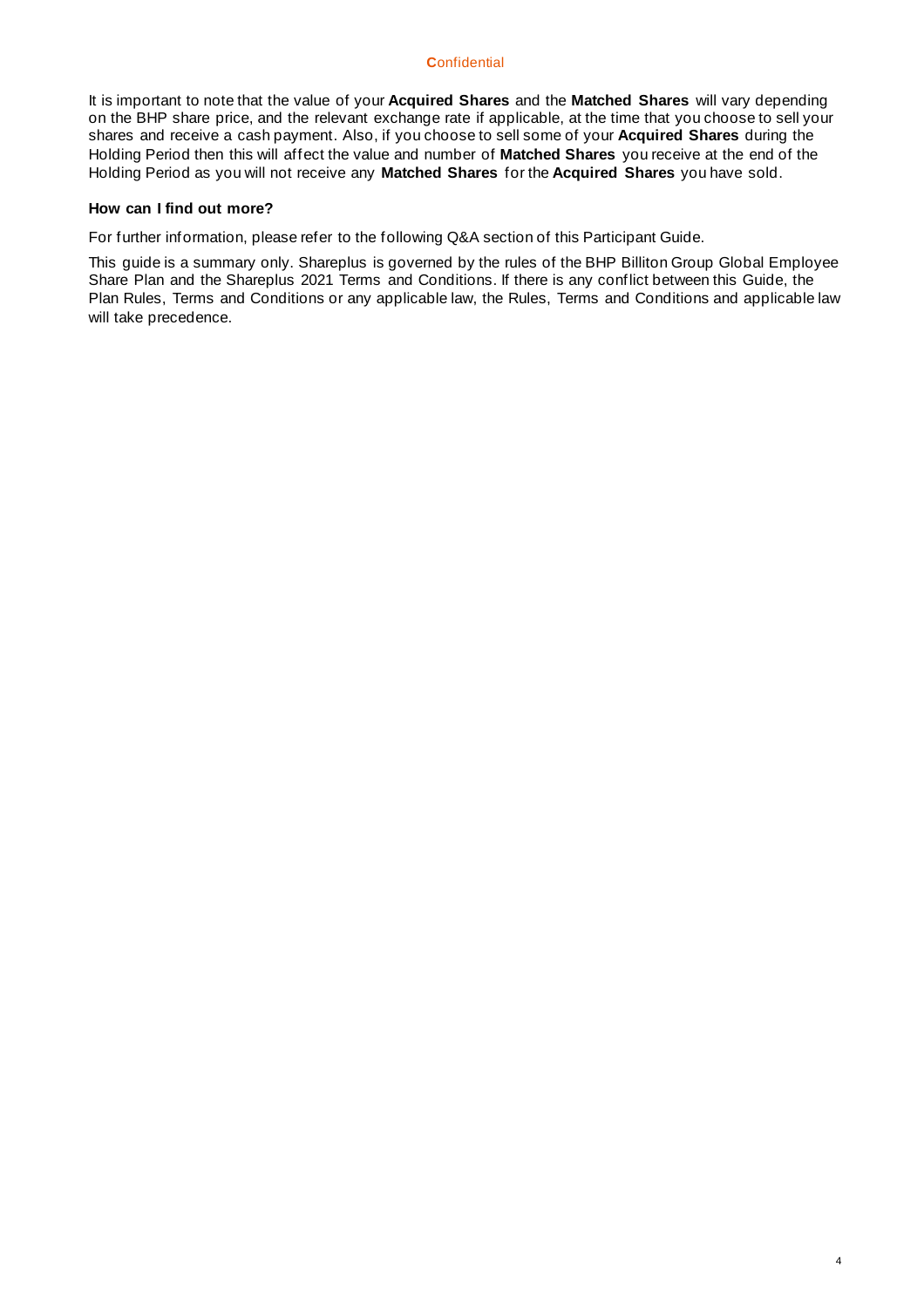It is important to note that the value of your **Acquired Shares** and the **Matched Shares** will vary depending on the BHP share price, and the relevant exchange rate if applicable, at the time that you choose to sell your shares and receive a cash payment. Also, if you choose to sell some of your **Acquired Shares** during the Holding Period then this will affect the value and number of **Matched Shares** you receive at the end of the Holding Period as you will not receive any **Matched Shares** for the **Acquired Shares** you have sold.

**How can I find out more?**

For further information, please refer to the following Q&A section of this Participant Guide.

This guide is a summary only. Shareplus is governed by the rules of the BHP Billiton Group Global Employee Share Plan and the Shareplus 2021 Terms and Conditions. If there is any conflict between this Guide, the Plan Rules, Terms and Conditions or any applicable law, the Rules, Terms and Conditions and applicable law will take precedence.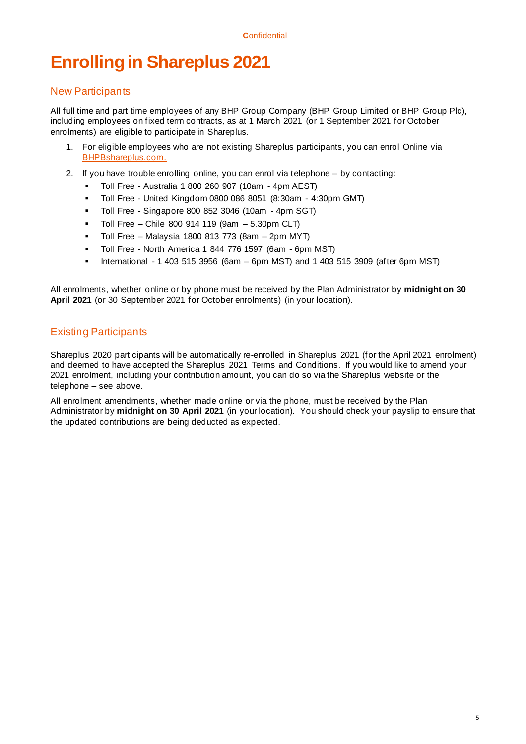# Enrolling in Shareplus 2021

## New Participants

All full time and part time employees of any BHP Group Company (BHP Group Limited or BHP Group Plc), including employees on fixed term contracts, as at 1 March 2021 (or 1 September 2021 for October enrolments) are eligible to participate in Shareplus.

1. For eligible employees who are not existing Shareplus participants, you can enrol Online via BHPBshareplus.com.
2. If you have trouble enrolling online, you can enrol via telephone – by contacting:
   - Toll Free - Australia 1 800 260 907 (10am - 4pm AEST)
   - Toll Free - United Kingdom 0800 086 8051 (8:30am - 4:30pm GMT)
   - Toll Free - Singapore 800 852 3046 (10am - 4pm SGT)
   - Toll Free – Chile 800 914 119 (9am – 5.30pm CLT)
   - Toll Free – Malaysia 1800 813 773 (8am – 2pm MYT)
   - Toll Free - North America 1 844 776 1597 (6am - 6pm MST)
   - International - 1 403 515 3956 (6am – 6pm MST) and 1 403 515 3909 (after 6pm MST)

All enrolments, whether online or by phone must be received by the Plan Administrator by **midnight on 30 April 2021** (or 30 September 2021 for October enrolments) (in your location).

## Existing Participants

Shareplus 2020 participants will be automatically re-enrolled in Shareplus 2021 (for the April 2021 enrolment) and deemed to have accepted the Shareplus 2021 Terms and Conditions. If you would like to amend your 2021 enrolment, including your contribution amount, you can do so via the Shareplus website or the telephone – see above.

All enrolment amendments, whether made online or via the phone, must be received by the Plan Administrator by **midnight on 30 April 2021** (in your location). You should check your payslip to ensure that the updated contributions are being deducted as expected.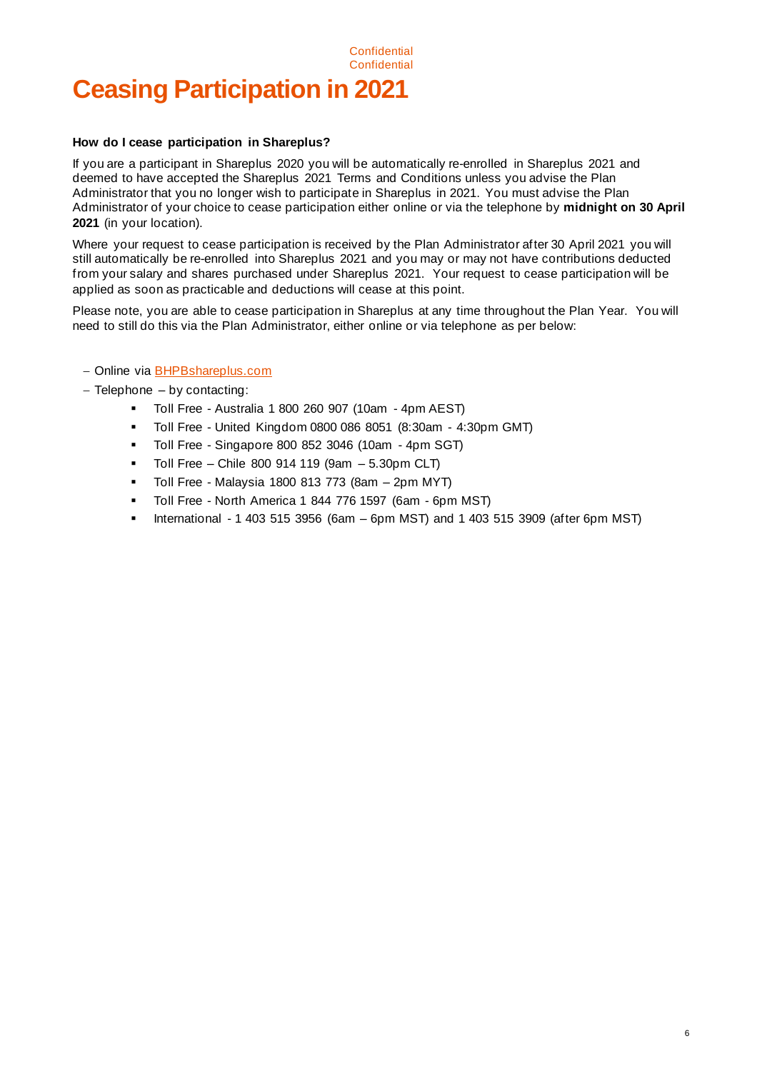# Ceasing Participation in 2021

**How do I cease participation in Shareplus?**

If you are a participant in Shareplus 2020 you will be automatically re-enrolled in Shareplus 2021 and deemed to have accepted the Shareplus 2021 Terms and Conditions unless you advise the Plan Administrator that you no longer wish to participate in Shareplus in 2021. You must advise the Plan Administrator of your choice to cease participation either online or via the telephone by **midnight on 30 April 2021** (in your location).

Where your request to cease participation is received by the Plan Administrator after 30 April 2021 you will still automatically be re-enrolled into Shareplus 2021 and you may or may not have contributions deducted from your salary and shares purchased under Shareplus 2021. Your request to cease participation will be applied as soon as practicable and deductions will cease at this point.

Please note, you are able to cease participation in Shareplus at any time throughout the Plan Year. You will need to still do this via the Plan Administrator, either online or via telephone as per below:

- Online via BHPBshareplus.com
- Telephone – by contacting:
  - Toll Free - Australia 1 800 260 907 (10am - 4pm AEST)
  - Toll Free - United Kingdom 0800 086 8051 (8:30am - 4:30pm GMT)
  - Toll Free - Singapore 800 852 3046 (10am - 4pm SGT)
  - Toll Free – Chile 800 914 119 (9am – 5.30pm CLT)
  - Toll Free - Malaysia 1800 813 773 (8am – 2pm MYT)
  - Toll Free - North America 1 844 776 1597 (6am - 6pm MST)
  - International - 1 403 515 3956 (6am – 6pm MST) and 1 403 515 3909 (after 6pm MST)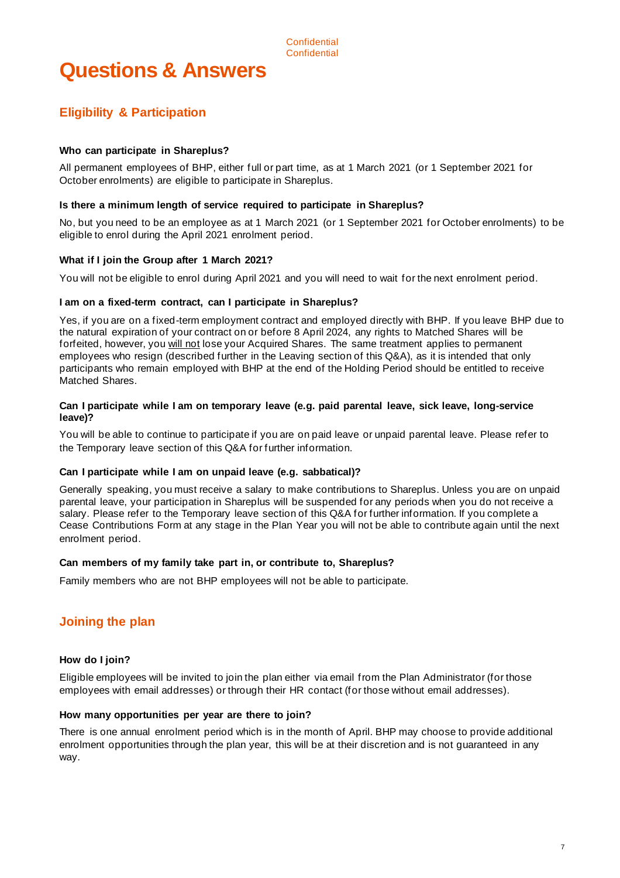# Questions & Answers

## Eligibility & Participation

**Who can participate in Shareplus?**

All permanent employees of BHP, either full or part time, as at 1 March 2021 (or 1 September 2021 for October enrolments) are eligible to participate in Shareplus.

**Is there a minimum length of service required to participate in Shareplus?**

No, but you need to be an employee as at 1 March 2021 (or 1 September 2021 for October enrolments) to be eligible to enrol during the April 2021 enrolment period.

**What if I join the Group after 1 March 2021?**

You will not be eligible to enrol during April 2021 and you will need to wait for the next enrolment period.

**I am on a fixed-term contract, can I participate in Shareplus?**

Yes, if you are on a fixed-term employment contract and employed directly with BHP. If you leave BHP due to the natural expiration of your contract on or before 8 April 2024, any rights to Matched Shares will be forfeited, however, you <u>will not</u> lose your Acquired Shares. The same treatment applies to permanent employees who resign (described further in the Leaving section of this Q&A), as it is intended that only participants who remain employed with BHP at the end of the Holding Period should be entitled to receive Matched Shares.

**Can I participate while I am on temporary leave (e.g. paid parental leave, sick leave, long-service leave)?**

You will be able to continue to participate if you are on paid leave or unpaid parental leave. Please refer to the Temporary leave section of this Q&A for further information.

**Can I participate while I am on unpaid leave (e.g. sabbatical)?**

Generally speaking, you must receive a salary to make contributions to Shareplus. Unless you are on unpaid parental leave, your participation in Shareplus will be suspended for any periods when you do not receive a salary. Please refer to the Temporary leave section of this Q&A for further information. If you complete a Cease Contributions Form at any stage in the Plan Year you will not be able to contribute again until the next enrolment period.

**Can members of my family take part in, or contribute to, Shareplus?**

Family members who are not BHP employees will not be able to participate.

## Joining the plan

**How do I join?**

Eligible employees will be invited to join the plan either via email from the Plan Administrator (for those employees with email addresses) or through their HR contact (for those without email addresses).

**How many opportunities per year are there to join?**

There is one annual enrolment period which is in the month of April. BHP may choose to provide additional enrolment opportunities through the plan year, this will be at their discretion and is not guaranteed in any way.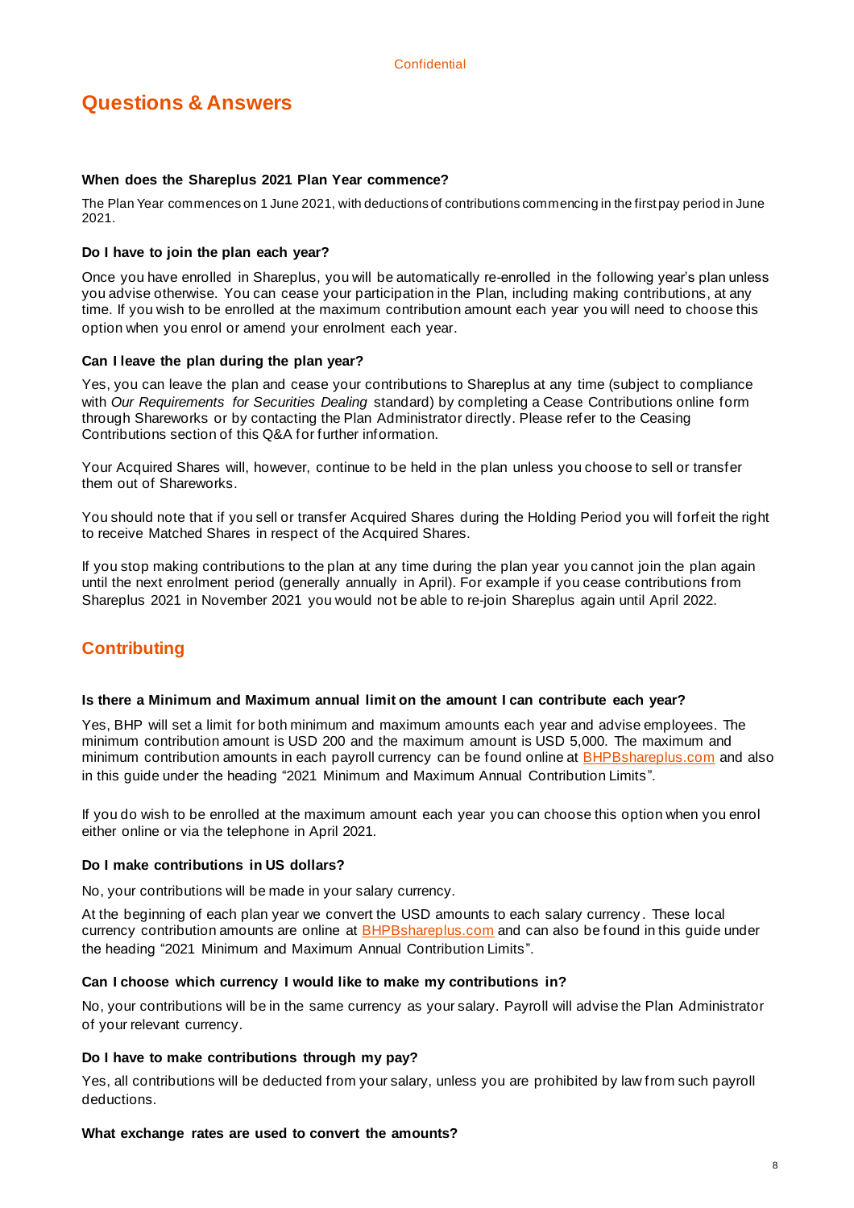## Questions & Answers

**When does the Shareplus 2021 Plan Year commence?**

The Plan Year commences on 1 June 2021, with deductions of contributions commencing in the first pay period in June 2021.

**Do I have to join the plan each year?**

Once you have enrolled in Shareplus, you will be automatically re-enrolled in the following year's plan unless you advise otherwise. You can cease your participation in the Plan, including making contributions, at any time. If you wish to be enrolled at the maximum contribution amount each year you will need to choose this option when you enrol or amend your enrolment each year.

**Can I leave the plan during the plan year?**

Yes, you can leave the plan and cease your contributions to Shareplus at any time (subject to compliance with *Our Requirements for Securities Dealing* standard) by completing a Cease Contributions online form through Shareworks or by contacting the Plan Administrator directly. Please refer to the Ceasing Contributions section of this Q&A for further information.

Your Acquired Shares will, however, continue to be held in the plan unless you choose to sell or transfer them out of Shareworks.

You should note that if you sell or transfer Acquired Shares during the Holding Period you will forfeit the right to receive Matched Shares in respect of the Acquired Shares.

If you stop making contributions to the plan at any time during the plan year you cannot join the plan again until the next enrolment period (generally annually in April). For example if you cease contributions from Shareplus 2021 in November 2021 you would not be able to re-join Shareplus again until April 2022.

## Contributing

**Is there a Minimum and Maximum annual limit on the amount I can contribute each year?**

Yes, BHP will set a limit for both minimum and maximum amounts each year and advise employees. The minimum contribution amount is USD 200 and the maximum amount is USD 5,000. The maximum and minimum contribution amounts in each payroll currency can be found online at BHPBshareplus.com and also in this guide under the heading "2021 Minimum and Maximum Annual Contribution Limits".

If you do wish to be enrolled at the maximum amount each year you can choose this option when you enrol either online or via the telephone in April 2021.

**Do I make contributions in US dollars?**

No, your contributions will be made in your salary currency.

At the beginning of each plan year we convert the USD amounts to each salary currency. These local currency contribution amounts are online at BHPBshareplus.com and can also be found in this guide under the heading "2021 Minimum and Maximum Annual Contribution Limits".

**Can I choose which currency I would like to make my contributions in?**

No, your contributions will be in the same currency as your salary. Payroll will advise the Plan Administrator of your relevant currency.

**Do I have to make contributions through my pay?**

Yes, all contributions will be deducted from your salary, unless you are prohibited by law from such payroll deductions.

**What exchange rates are used to convert the amounts?**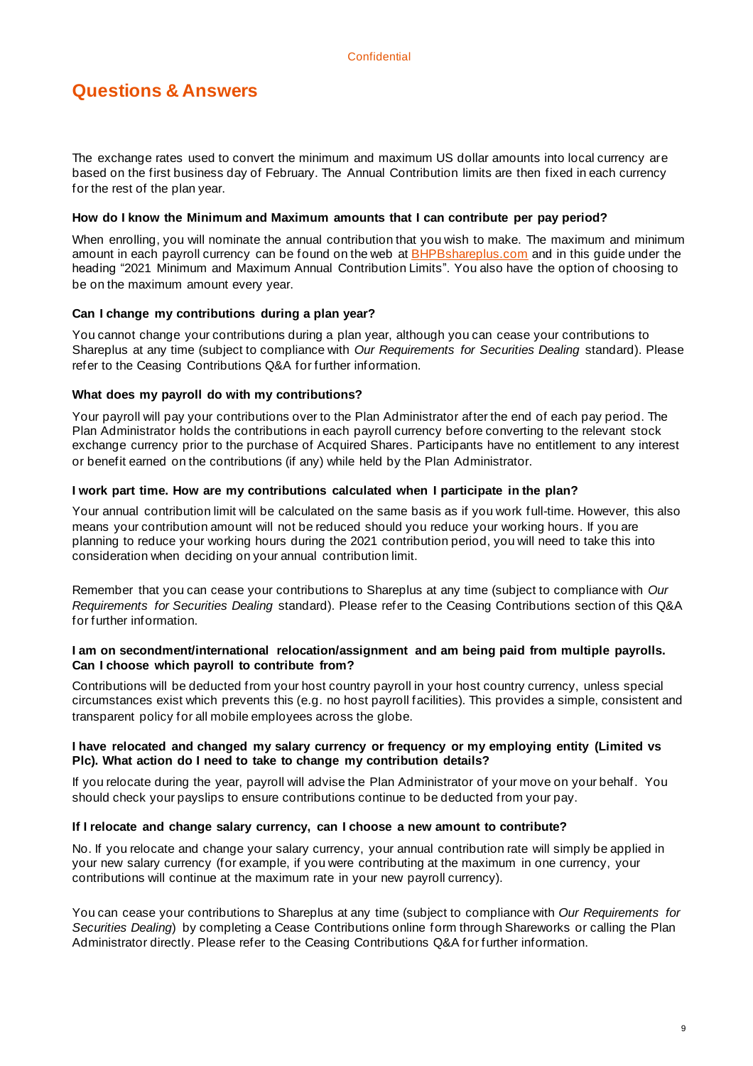## Questions & Answers

The exchange rates used to convert the minimum and maximum US dollar amounts into local currency are based on the first business day of February. The Annual Contribution limits are then fixed in each currency for the rest of the plan year.

**How do I know the Minimum and Maximum amounts that I can contribute per pay period?**

When enrolling, you will nominate the annual contribution that you wish to make. The maximum and minimum amount in each payroll currency can be found on the web at [BHPBshareplus.com](BHPBshareplus.com) and in this guide under the heading "2021 Minimum and Maximum Annual Contribution Limits". You also have the option of choosing to be on the maximum amount every year.

**Can I change my contributions during a plan year?**

You cannot change your contributions during a plan year, although you can cease your contributions to Shareplus at any time (subject to compliance with *Our Requirements for Securities Dealing* standard). Please refer to the Ceasing Contributions Q&A for further information.

**What does my payroll do with my contributions?**

Your payroll will pay your contributions over to the Plan Administrator after the end of each pay period. The Plan Administrator holds the contributions in each payroll currency before converting to the relevant stock exchange currency prior to the purchase of Acquired Shares. Participants have no entitlement to any interest or benefit earned on the contributions (if any) while held by the Plan Administrator.

**I work part time. How are my contributions calculated when I participate in the plan?**

Your annual contribution limit will be calculated on the same basis as if you work full-time. However, this also means your contribution amount will not be reduced should you reduce your working hours. If you are planning to reduce your working hours during the 2021 contribution period, you will need to take this into consideration when deciding on your annual contribution limit.

Remember that you can cease your contributions to Shareplus at any time (subject to compliance with *Our Requirements for Securities Dealing* standard). Please refer to the Ceasing Contributions section of this Q&A for further information.

**I am on secondment/international relocation/assignment and am being paid from multiple payrolls. Can I choose which payroll to contribute from?**

Contributions will be deducted from your host country payroll in your host country currency, unless special circumstances exist which prevents this (e.g. no host payroll facilities). This provides a simple, consistent and transparent policy for all mobile employees across the globe.

**I have relocated and changed my salary currency or frequency or my employing entity (Limited vs Plc). What action do I need to take to change my contribution details?**

If you relocate during the year, payroll will advise the Plan Administrator of your move on your behalf. You should check your payslips to ensure contributions continue to be deducted from your pay.

**If I relocate and change salary currency, can I choose a new amount to contribute?**

No. If you relocate and change your salary currency, your annual contribution rate will simply be applied in your new salary currency (for example, if you were contributing at the maximum in one currency, your contributions will continue at the maximum rate in your new payroll currency).

You can cease your contributions to Shareplus at any time (subject to compliance with *Our Requirements for Securities Dealing*) by completing a Cease Contributions online form through Shareworks or calling the Plan Administrator directly. Please refer to the Ceasing Contributions Q&A for further information.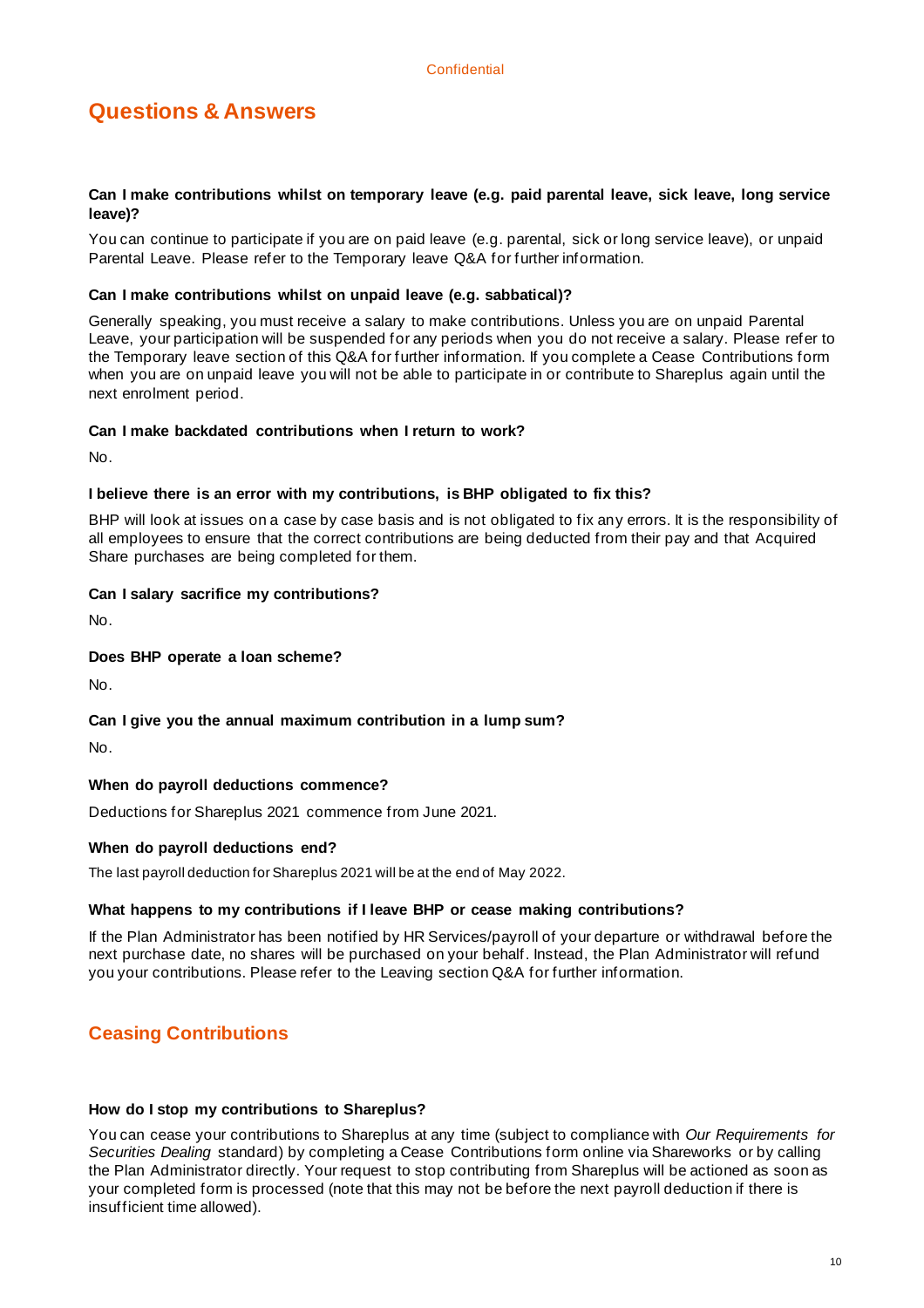## Questions & Answers

**Can I make contributions whilst on temporary leave (e.g. paid parental leave, sick leave, long service leave)?**

You can continue to participate if you are on paid leave (e.g. parental, sick or long service leave), or unpaid Parental Leave. Please refer to the Temporary leave Q&A for further information.

**Can I make contributions whilst on unpaid leave (e.g. sabbatical)?**

Generally speaking, you must receive a salary to make contributions. Unless you are on unpaid Parental Leave, your participation will be suspended for any periods when you do not receive a salary. Please refer to the Temporary leave section of this Q&A for further information. If you complete a Cease Contributions form when you are on unpaid leave you will not be able to participate in or contribute to Shareplus again until the next enrolment period.

**Can I make backdated contributions when I return to work?**

No.

**I believe there is an error with my contributions, is BHP obligated to fix this?**

BHP will look at issues on a case by case basis and is not obligated to fix any errors. It is the responsibility of all employees to ensure that the correct contributions are being deducted from their pay and that Acquired Share purchases are being completed for them.

**Can I salary sacrifice my contributions?**

No.

**Does BHP operate a loan scheme?**

No.

**Can I give you the annual maximum contribution in a lump sum?**

No.

**When do payroll deductions commence?**

Deductions for Shareplus 2021 commence from June 2021.

**When do payroll deductions end?**

The last payroll deduction for Shareplus 2021 will be at the end of May 2022.

**What happens to my contributions if I leave BHP or cease making contributions?**

If the Plan Administrator has been notified by HR Services/payroll of your departure or withdrawal before the next purchase date, no shares will be purchased on your behalf. Instead, the Plan Administrator will refund you your contributions. Please refer to the Leaving section Q&A for further information.

## Ceasing Contributions

**How do I stop my contributions to Shareplus?**

You can cease your contributions to Shareplus at any time (subject to compliance with *Our Requirements for Securities Dealing* standard) by completing a Cease Contributions form online via Shareworks or by calling the Plan Administrator directly. Your request to stop contributing from Shareplus will be actioned as soon as your completed form is processed (note that this may not be before the next payroll deduction if there is insufficient time allowed).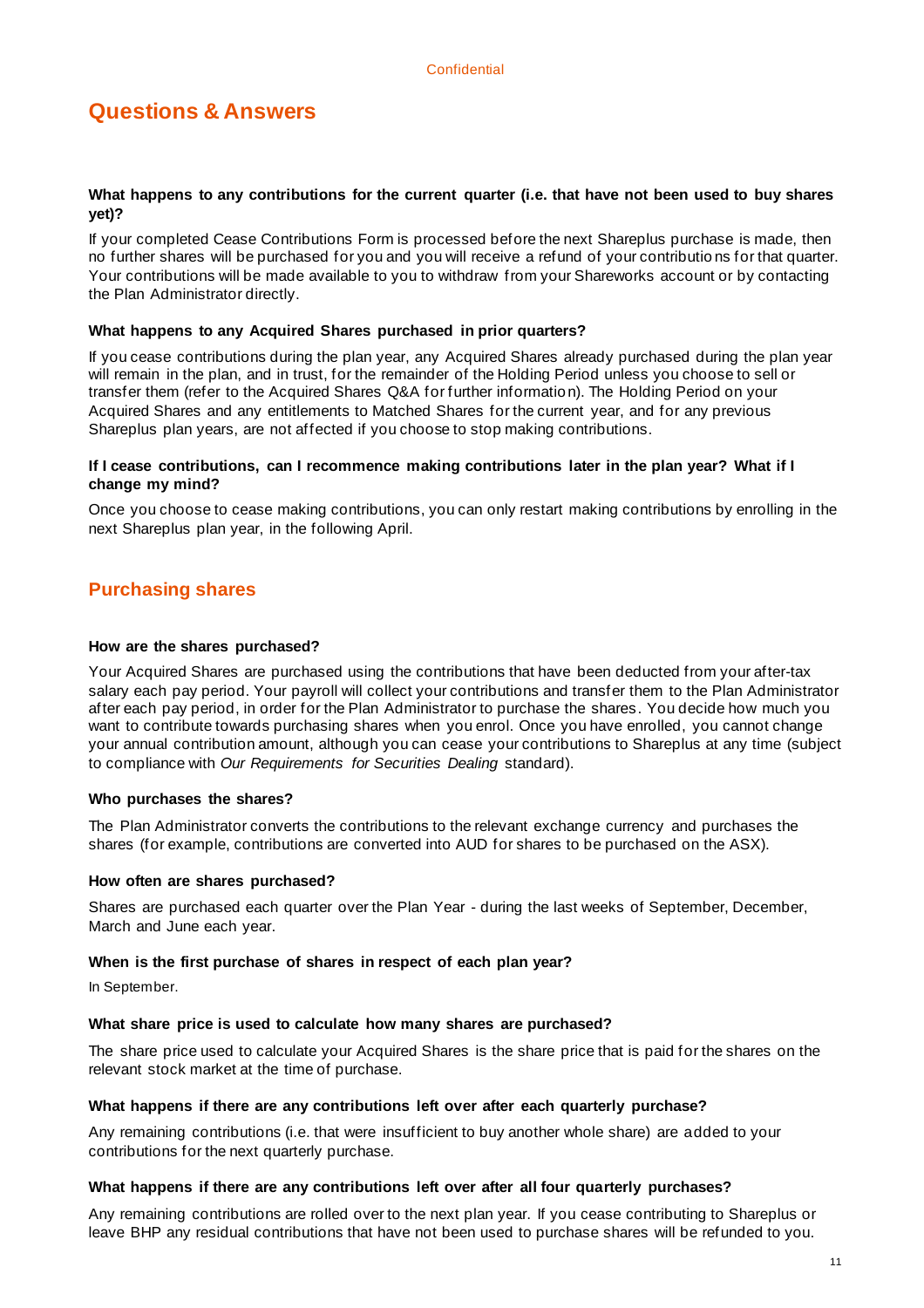## Questions & Answers

**What happens to any contributions for the current quarter (i.e. that have not been used to buy shares yet)?**

If your completed Cease Contributions Form is processed before the next Shareplus purchase is made, then no further shares will be purchased for you and you will receive a refund of your contributions for that quarter. Your contributions will be made available to you to withdraw from your Shareworks account or by contacting the Plan Administrator directly.

**What happens to any Acquired Shares purchased in prior quarters?**

If you cease contributions during the plan year, any Acquired Shares already purchased during the plan year will remain in the plan, and in trust, for the remainder of the Holding Period unless you choose to sell or transfer them (refer to the Acquired Shares Q&A for further information). The Holding Period on your Acquired Shares and any entitlements to Matched Shares for the current year, and for any previous Shareplus plan years, are not affected if you choose to stop making contributions.

**If I cease contributions, can I recommence making contributions later in the plan year? What if I change my mind?**

Once you choose to cease making contributions, you can only restart making contributions by enrolling in the next Shareplus plan year, in the following April.

## Purchasing shares

**How are the shares purchased?**

Your Acquired Shares are purchased using the contributions that have been deducted from your after-tax salary each pay period. Your payroll will collect your contributions and transfer them to the Plan Administrator after each pay period, in order for the Plan Administrator to purchase the shares. You decide how much you want to contribute towards purchasing shares when you enrol. Once you have enrolled, you cannot change your annual contribution amount, although you can cease your contributions to Shareplus at any time (subject to compliance with *Our Requirements for Securities Dealing* standard).

**Who purchases the shares?**

The Plan Administrator converts the contributions to the relevant exchange currency and purchases the shares (for example, contributions are converted into AUD for shares to be purchased on the ASX).

**How often are shares purchased?**

Shares are purchased each quarter over the Plan Year - during the last weeks of September, December, March and June each year.

**When is the first purchase of shares in respect of each plan year?**

In September.

**What share price is used to calculate how many shares are purchased?**

The share price used to calculate your Acquired Shares is the share price that is paid for the shares on the relevant stock market at the time of purchase.

**What happens if there are any contributions left over after each quarterly purchase?**

Any remaining contributions (i.e. that were insufficient to buy another whole share) are added to your contributions for the next quarterly purchase.

**What happens if there are any contributions left over after all four quarterly purchases?**

Any remaining contributions are rolled over to the next plan year. If you cease contributing to Shareplus or leave BHP any residual contributions that have not been used to purchase shares will be refunded to you.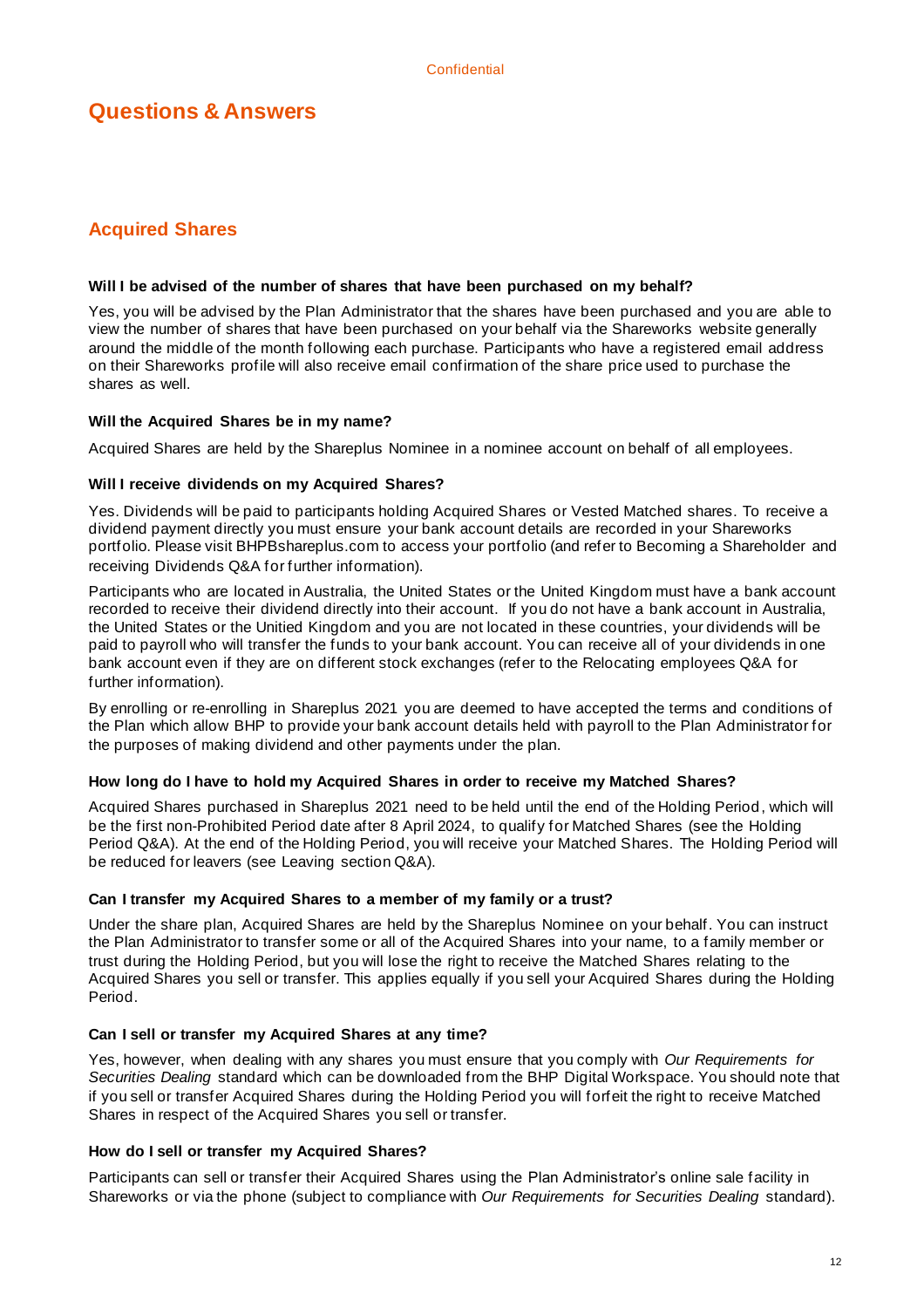# Questions & Answers

## Acquired Shares

### Will I be advised of the number of shares that have been purchased on my behalf?

Yes, you will be advised by the Plan Administrator that the shares have been purchased and you are able to view the number of shares that have been purchased on your behalf via the Shareworks website generally around the middle of the month following each purchase. Participants who have a registered email address on their Shareworks profile will also receive email confirmation of the share price used to purchase the shares as well.

### Will the Acquired Shares be in my name?

Acquired Shares are held by the Shareplus Nominee in a nominee account on behalf of all employees.

### Will I receive dividends on my Acquired Shares?

Yes. Dividends will be paid to participants holding Acquired Shares or Vested Matched shares. To receive a dividend payment directly you must ensure your bank account details are recorded in your Shareworks portfolio. Please visit BHPBshareplus.com to access your portfolio (and refer to Becoming a Shareholder and receiving Dividends Q&A for further information).

Participants who are located in Australia, the United States or the United Kingdom must have a bank account recorded to receive their dividend directly into their account. If you do not have a bank account in Australia, the United States or the Unitied Kingdom and you are not located in these countries, your dividends will be paid to payroll who will transfer the funds to your bank account. You can receive all of your dividends in one bank account even if they are on different stock exchanges (refer to the Relocating employees Q&A for further information).

By enrolling or re-enrolling in Shareplus 2021 you are deemed to have accepted the terms and conditions of the Plan which allow BHP to provide your bank account details held with payroll to the Plan Administrator for the purposes of making dividend and other payments under the plan.

### How long do I have to hold my Acquired Shares in order to receive my Matched Shares?

Acquired Shares purchased in Shareplus 2021 need to be held until the end of the Holding Period, which will be the first non-Prohibited Period date after 8 April 2024, to qualify for Matched Shares (see the Holding Period Q&A). At the end of the Holding Period, you will receive your Matched Shares. The Holding Period will be reduced for leavers (see Leaving section Q&A).

### Can I transfer my Acquired Shares to a member of my family or a trust?

Under the share plan, Acquired Shares are held by the Shareplus Nominee on your behalf. You can instruct the Plan Administrator to transfer some or all of the Acquired Shares into your name, to a family member or trust during the Holding Period, but you will lose the right to receive the Matched Shares relating to the Acquired Shares you sell or transfer. This applies equally if you sell your Acquired Shares during the Holding Period.

### Can I sell or transfer my Acquired Shares at any time?

Yes, however, when dealing with any shares you must ensure that you comply with *Our Requirements for Securities Dealing* standard which can be downloaded from the BHP Digital Workspace. You should note that if you sell or transfer Acquired Shares during the Holding Period you will forfeit the right to receive Matched Shares in respect of the Acquired Shares you sell or transfer.

### How do I sell or transfer my Acquired Shares?

Participants can sell or transfer their Acquired Shares using the Plan Administrator's online sale facility in Shareworks or via the phone (subject to compliance with *Our Requirements for Securities Dealing* standard).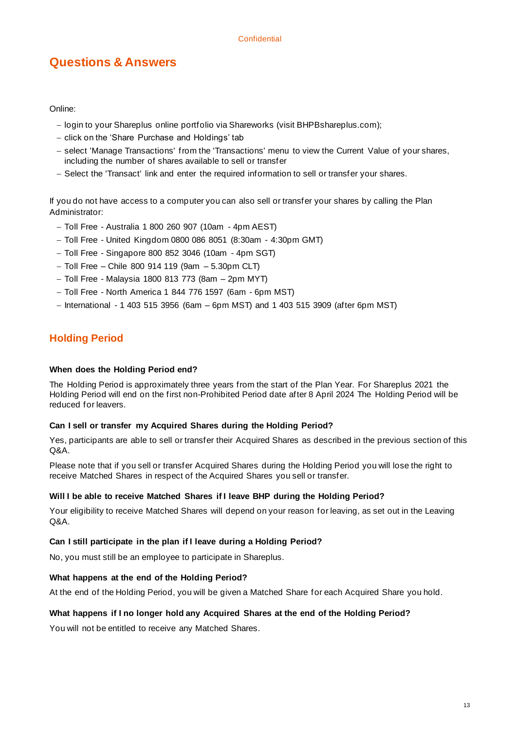# Questions & Answers

Online:

- login to your Shareplus online portfolio via Shareworks (visit BHPBshareplus.com);
- click on the 'Share Purchase and Holdings' tab
- select 'Manage Transactions' from the 'Transactions' menu to view the Current Value of your shares, including the number of shares available to sell or transfer
- Select the 'Transact' link and enter the required information to sell or transfer your shares.

If you do not have access to a computer you can also sell or transfer your shares by calling the Plan Administrator:

- Toll Free - Australia 1 800 260 907 (10am - 4pm AEST)
- Toll Free - United Kingdom 0800 086 8051 (8:30am - 4:30pm GMT)
- Toll Free - Singapore 800 852 3046 (10am - 4pm SGT)
- Toll Free – Chile 800 914 119 (9am – 5.30pm CLT)
- Toll Free - Malaysia 1800 813 773 (8am – 2pm MYT)
- Toll Free - North America 1 844 776 1597 (6am - 6pm MST)
- International - 1 403 515 3956 (6am – 6pm MST) and 1 403 515 3909 (after 6pm MST)

## Holding Period

**When does the Holding Period end?**

The Holding Period is approximately three years from the start of the Plan Year. For Shareplus 2021 the Holding Period will end on the first non-Prohibited Period date after 8 April 2024 The Holding Period will be reduced for leavers.

**Can I sell or transfer my Acquired Shares during the Holding Period?**

Yes, participants are able to sell or transfer their Acquired Shares as described in the previous section of this Q&A.

Please note that if you sell or transfer Acquired Shares during the Holding Period you will lose the right to receive Matched Shares in respect of the Acquired Shares you sell or transfer.

**Will I be able to receive Matched Shares if I leave BHP during the Holding Period?**

Your eligibility to receive Matched Shares will depend on your reason for leaving, as set out in the Leaving Q&A.

**Can I still participate in the plan if I leave during a Holding Period?**

No, you must still be an employee to participate in Shareplus.

**What happens at the end of the Holding Period?**

At the end of the Holding Period, you will be given a Matched Share for each Acquired Share you hold.

**What happens if I no longer hold any Acquired Shares at the end of the Holding Period?**

You will not be entitled to receive any Matched Shares.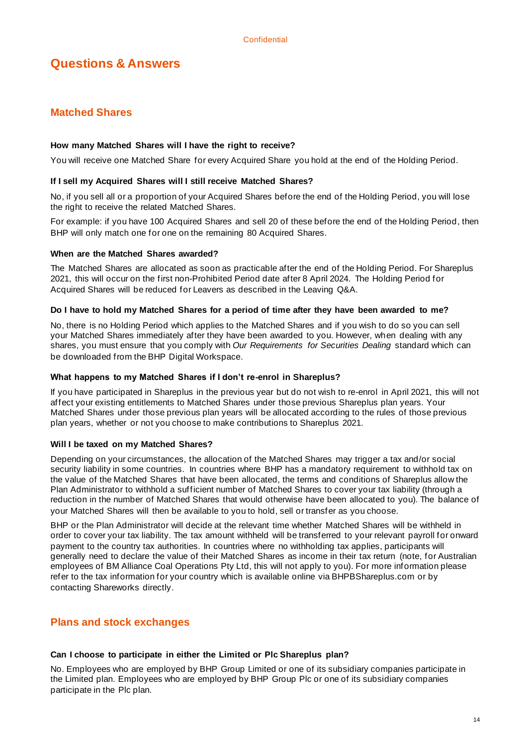# Questions & Answers

## Matched Shares

### How many Matched Shares will I have the right to receive?

You will receive one Matched Share for every Acquired Share you hold at the end of the Holding Period.

### If I sell my Acquired Shares will I still receive Matched Shares?

No, if you sell all or a proportion of your Acquired Shares before the end of the Holding Period, you will lose the right to receive the related Matched Shares.

For example: if you have 100 Acquired Shares and sell 20 of these before the end of the Holding Period, then BHP will only match one for one on the remaining 80 Acquired Shares.

### When are the Matched Shares awarded?

The Matched Shares are allocated as soon as practicable after the end of the Holding Period. For Shareplus 2021, this will occur on the first non-Prohibited Period date after 8 April 2024. The Holding Period for Acquired Shares will be reduced for Leavers as described in the Leaving Q&A.

### Do I have to hold my Matched Shares for a period of time after they have been awarded to me?

No, there is no Holding Period which applies to the Matched Shares and if you wish to do so you can sell your Matched Shares immediately after they have been awarded to you. However, when dealing with any shares, you must ensure that you comply with *Our Requirements for Securities Dealing* standard which can be downloaded from the BHP Digital Workspace.

### What happens to my Matched Shares if I don't re-enrol in Shareplus?

If you have participated in Shareplus in the previous year but do not wish to re-enrol in April 2021, this will not affect your existing entitlements to Matched Shares under those previous Shareplus plan years. Your Matched Shares under those previous plan years will be allocated according to the rules of those previous plan years, whether or not you choose to make contributions to Shareplus 2021.

### Will I be taxed on my Matched Shares?

Depending on your circumstances, the allocation of the Matched Shares may trigger a tax and/or social security liability in some countries. In countries where BHP has a mandatory requirement to withhold tax on the value of the Matched Shares that have been allocated, the terms and conditions of Shareplus allow the Plan Administrator to withhold a sufficient number of Matched Shares to cover your tax liability (through a reduction in the number of Matched Shares that would otherwise have been allocated to you). The balance of your Matched Shares will then be available to you to hold, sell or transfer as you choose.

BHP or the Plan Administrator will decide at the relevant time whether Matched Shares will be withheld in order to cover your tax liability. The tax amount withheld will be transferred to your relevant payroll for onward payment to the country tax authorities. In countries where no withholding tax applies, participants will generally need to declare the value of their Matched Shares as income in their tax return (note, for Australian employees of BM Alliance Coal Operations Pty Ltd, this will not apply to you). For more information please refer to the tax information for your country which is available online via BHPBShareplus.com or by contacting Shareworks directly.

## Plans and stock exchanges

### Can I choose to participate in either the Limited or Plc Shareplus plan?

No. Employees who are employed by BHP Group Limited or one of its subsidiary companies participate in the Limited plan. Employees who are employed by BHP Group Plc or one of its subsidiary companies participate in the Plc plan.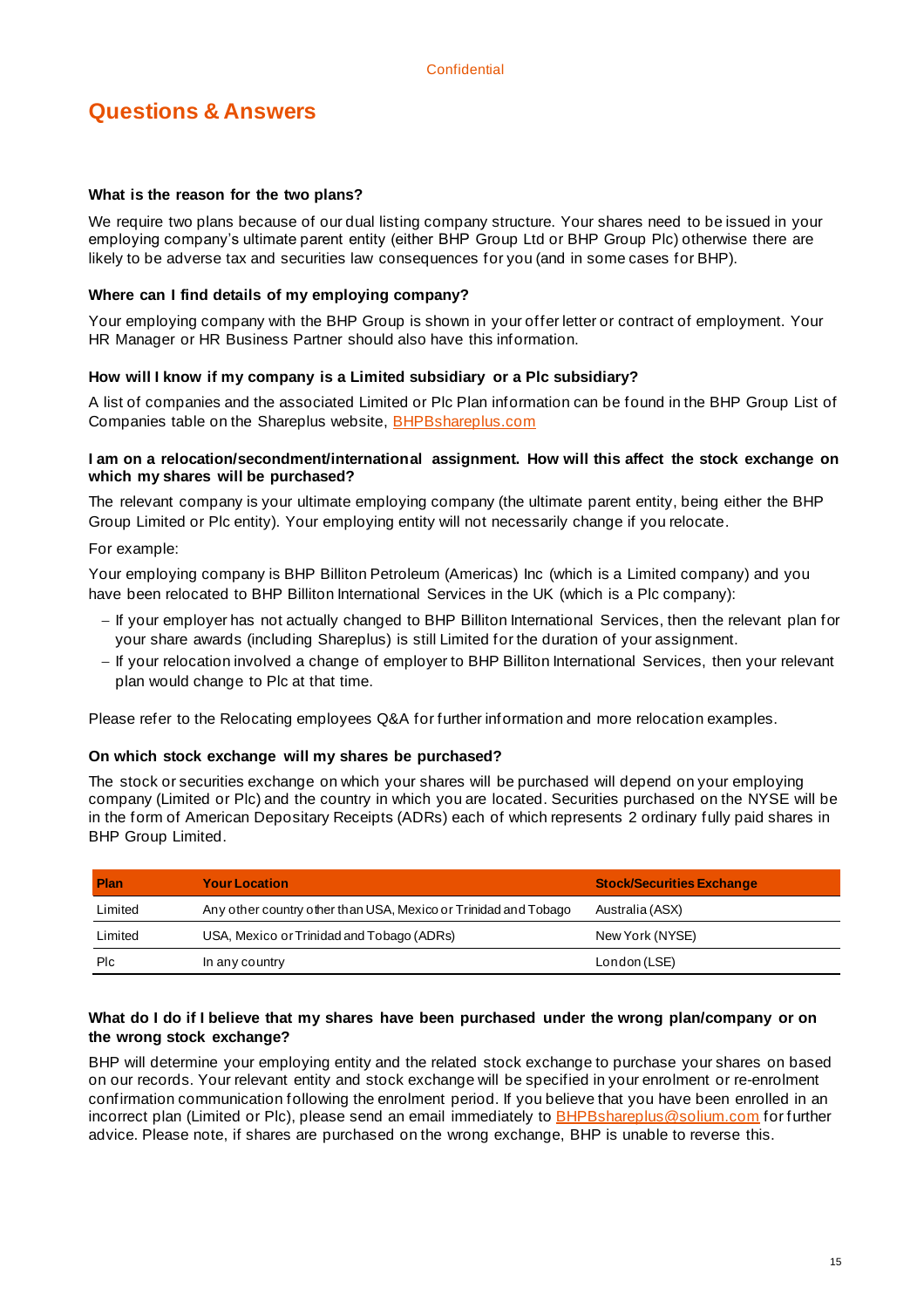# Questions & Answers

**What is the reason for the two plans?**

We require two plans because of our dual listing company structure. Your shares need to be issued in your employing company's ultimate parent entity (either BHP Group Ltd or BHP Group Plc) otherwise there are likely to be adverse tax and securities law consequences for you (and in some cases for BHP).

**Where can I find details of my employing company?**

Your employing company with the BHP Group is shown in your offer letter or contract of employment. Your HR Manager or HR Business Partner should also have this information.

**How will I know if my company is a Limited subsidiary or a Plc subsidiary?**

A list of companies and the associated Limited or Plc Plan information can be found in the BHP Group List of Companies table on the Shareplus website, BHPBshareplus.com

**I am on a relocation/secondment/international assignment. How will this affect the stock exchange on which my shares will be purchased?**

The relevant company is your ultimate employing company (the ultimate parent entity, being either the BHP Group Limited or Plc entity). Your employing entity will not necessarily change if you relocate.

For example:

Your employing company is BHP Billiton Petroleum (Americas) Inc (which is a Limited company) and you have been relocated to BHP Billiton International Services in the UK (which is a Plc company):

- If your employer has not actually changed to BHP Billiton International Services, then the relevant plan for your share awards (including Shareplus) is still Limited for the duration of your assignment.
- If your relocation involved a change of employer to BHP Billiton International Services, then your relevant plan would change to Plc at that time.

Please refer to the Relocating employees Q&A for further information and more relocation examples.

**On which stock exchange will my shares be purchased?**

The stock or securities exchange on which your shares will be purchased will depend on your employing company (Limited or Plc) and the country in which you are located. Securities purchased on the NYSE will be in the form of American Depositary Receipts (ADRs) each of which represents 2 ordinary fully paid shares in BHP Group Limited.

| Plan | Your Location | Stock/Securities Exchange |
|---|---|---|
| Limited | Any other country other than USA, Mexico or Trinidad and Tobago | Australia (ASX) |
| Limited | USA, Mexico or Trinidad and Tobago (ADRs) | New York (NYSE) |
| Plc | In any country | London (LSE) |

**What do I do if I believe that my shares have been purchased under the wrong plan/company or on the wrong stock exchange?**

BHP will determine your employing entity and the related stock exchange to purchase your shares on based on our records. Your relevant entity and stock exchange will be specified in your enrolment or re-enrolment confirmation communication following the enrolment period. If you believe that you have been enrolled in an incorrect plan (Limited or Plc), please send an email immediately to BHPBshareplus@solium.com for further advice. Please note, if shares are purchased on the wrong exchange, BHP is unable to reverse this.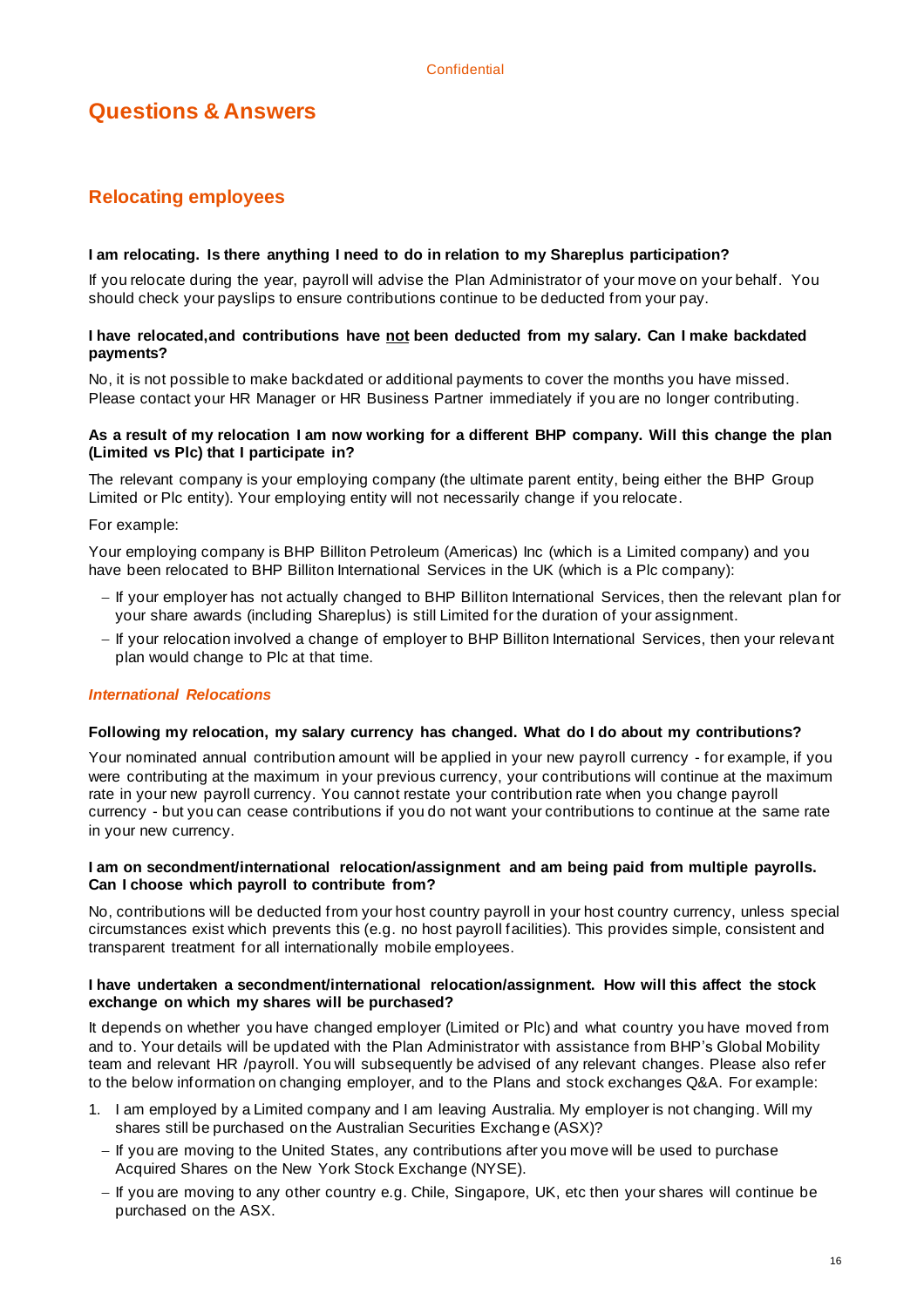# Questions & Answers

## Relocating employees

**I am relocating. Is there anything I need to do in relation to my Shareplus participation?**

If you relocate during the year, payroll will advise the Plan Administrator of your move on your behalf. You should check your payslips to ensure contributions continue to be deducted from your pay.

**I have relocated,and contributions have <u>not</u> been deducted from my salary. Can I make backdated payments?**

No, it is not possible to make backdated or additional payments to cover the months you have missed. Please contact your HR Manager or HR Business Partner immediately if you are no longer contributing.

**As a result of my relocation I am now working for a different BHP company. Will this change the plan (Limited vs Plc) that I participate in?**

The relevant company is your employing company (the ultimate parent entity, being either the BHP Group Limited or Plc entity). Your employing entity will not necessarily change if you relocate.

For example:

Your employing company is BHP Billiton Petroleum (Americas) Inc (which is a Limited company) and you have been relocated to BHP Billiton International Services in the UK (which is a Plc company):

- If your employer has not actually changed to BHP Billiton International Services, then the relevant plan for your share awards (including Shareplus) is still Limited for the duration of your assignment.
- If your relocation involved a change of employer to BHP Billiton International Services, then your relevant plan would change to Plc at that time.

### *International Relocations*

**Following my relocation, my salary currency has changed. What do I do about my contributions?**

Your nominated annual contribution amount will be applied in your new payroll currency - for example, if you were contributing at the maximum in your previous currency, your contributions will continue at the maximum rate in your new payroll currency. You cannot restate your contribution rate when you change payroll currency - but you can cease contributions if you do not want your contributions to continue at the same rate in your new currency.

**I am on secondment/international relocation/assignment and am being paid from multiple payrolls. Can I choose which payroll to contribute from?**

No, contributions will be deducted from your host country payroll in your host country currency, unless special circumstances exist which prevents this (e.g. no host payroll facilities). This provides simple, consistent and transparent treatment for all internationally mobile employees.

**I have undertaken a secondment/international relocation/assignment. How will this affect the stock exchange on which my shares will be purchased?**

It depends on whether you have changed employer (Limited or Plc) and what country you have moved from and to. Your details will be updated with the Plan Administrator with assistance from BHP's Global Mobility team and relevant HR /payroll. You will subsequently be advised of any relevant changes. Please also refer to the below information on changing employer, and to the Plans and stock exchanges Q&A. For example:

1. I am employed by a Limited company and I am leaving Australia. My employer is not changing. Will my shares still be purchased on the Australian Securities Exchange (ASX)?
   - If you are moving to the United States, any contributions after you move will be used to purchase Acquired Shares on the New York Stock Exchange (NYSE).
   - If you are moving to any other country e.g. Chile, Singapore, UK, etc then your shares will continue be purchased on the ASX.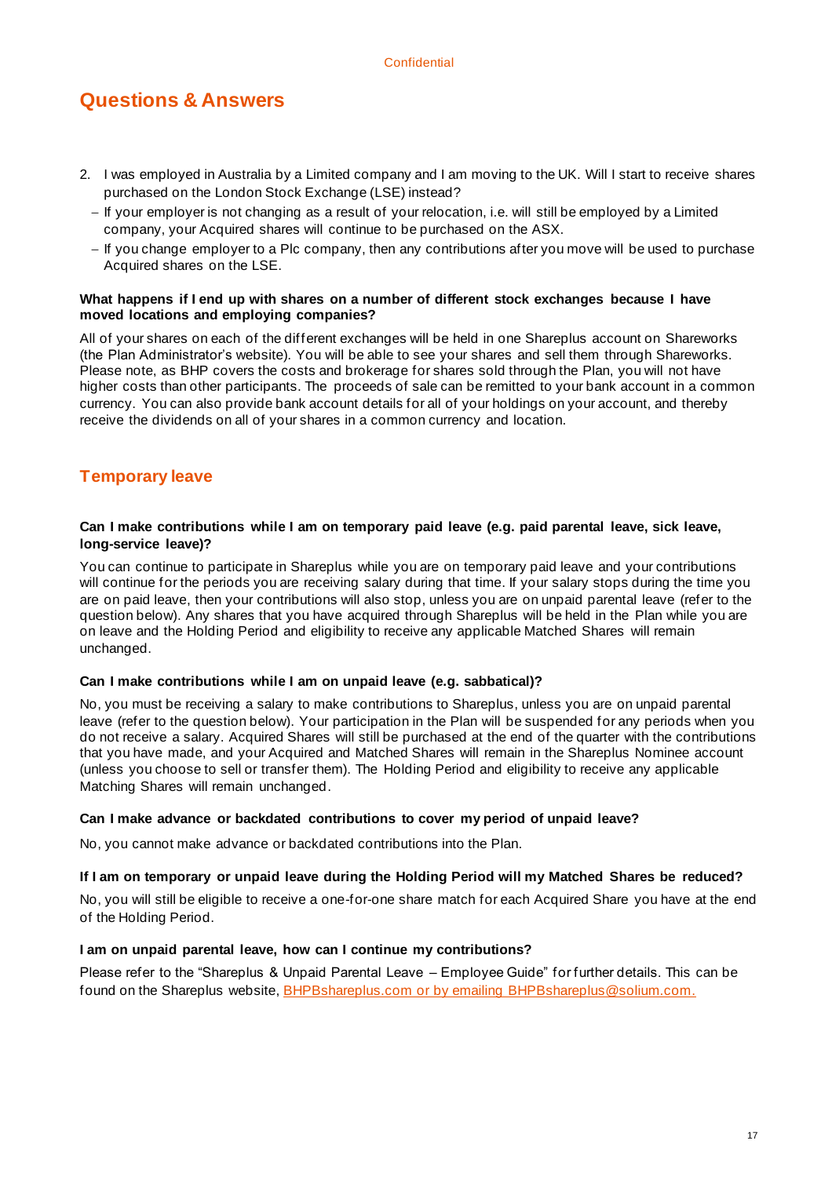## Questions & Answers

2. I was employed in Australia by a Limited company and I am moving to the UK. Will I start to receive shares purchased on the London Stock Exchange (LSE) instead?
   - If your employer is not changing as a result of your relocation, i.e. will still be employed by a Limited company, your Acquired shares will continue to be purchased on the ASX.
   - If you change employer to a Plc company, then any contributions after you move will be used to purchase Acquired shares on the LSE.

**What happens if I end up with shares on a number of different stock exchanges because I have moved locations and employing companies?**

All of your shares on each of the different exchanges will be held in one Shareplus account on Shareworks (the Plan Administrator's website). You will be able to see your shares and sell them through Shareworks. Please note, as BHP covers the costs and brokerage for shares sold through the Plan, you will not have higher costs than other participants. The proceeds of sale can be remitted to your bank account in a common currency. You can also provide bank account details for all of your holdings on your account, and thereby receive the dividends on all of your shares in a common currency and location.

## Temporary leave

**Can I make contributions while I am on temporary paid leave (e.g. paid parental leave, sick leave, long-service leave)?**

You can continue to participate in Shareplus while you are on temporary paid leave and your contributions will continue for the periods you are receiving salary during that time. If your salary stops during the time you are on paid leave, then your contributions will also stop, unless you are on unpaid parental leave (refer to the question below). Any shares that you have acquired through Shareplus will be held in the Plan while you are on leave and the Holding Period and eligibility to receive any applicable Matched Shares will remain unchanged.

**Can I make contributions while I am on unpaid leave (e.g. sabbatical)?**

No, you must be receiving a salary to make contributions to Shareplus, unless you are on unpaid parental leave (refer to the question below). Your participation in the Plan will be suspended for any periods when you do not receive a salary. Acquired Shares will still be purchased at the end of the quarter with the contributions that you have made, and your Acquired and Matched Shares will remain in the Shareplus Nominee account (unless you choose to sell or transfer them). The Holding Period and eligibility to receive any applicable Matching Shares will remain unchanged.

**Can I make advance or backdated contributions to cover my period of unpaid leave?**

No, you cannot make advance or backdated contributions into the Plan.

**If I am on temporary or unpaid leave during the Holding Period will my Matched Shares be reduced?**

No, you will still be eligible to receive a one-for-one share match for each Acquired Share you have at the end of the Holding Period.

**I am on unpaid parental leave, how can I continue my contributions?**

Please refer to the "Shareplus & Unpaid Parental Leave – Employee Guide" for further details. This can be found on the Shareplus website, BHPBshareplus.com or by emailing BHPBshareplus@solium.com.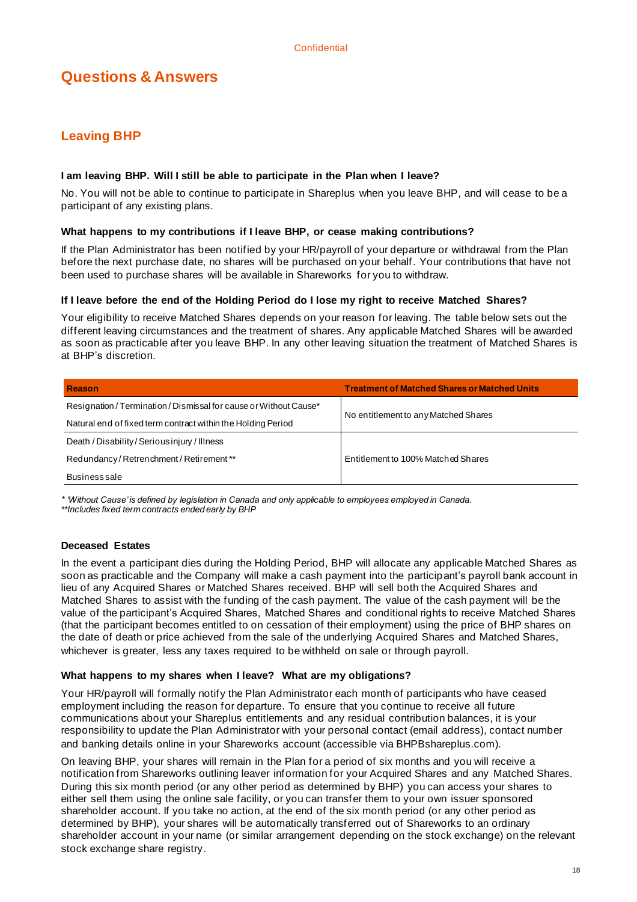# Questions & Answers

## Leaving BHP

**I am leaving BHP. Will I still be able to participate in the Plan when I leave?**

No. You will not be able to continue to participate in Shareplus when you leave BHP, and will cease to be a participant of any existing plans.

**What happens to my contributions if I leave BHP, or cease making contributions?**

If the Plan Administrator has been notified by your HR/payroll of your departure or withdrawal from the Plan before the next purchase date, no shares will be purchased on your behalf. Your contributions that have not been used to purchase shares will be available in Shareworks for you to withdraw.

**If I leave before the end of the Holding Period do I lose my right to receive Matched Shares?**

Your eligibility to receive Matched Shares depends on your reason for leaving. The table below sets out the different leaving circumstances and the treatment of shares. Any applicable Matched Shares will be awarded as soon as practicable after you leave BHP. In any other leaving situation the treatment of Matched Shares is at BHP's discretion.

| Reason | Treatment of Matched Shares or Matched Units |
|---|---|
| Resignation / Termination / Dismissal for cause or Without Cause*<br>Natural end of fixed term contract within the Holding Period | No entitlement to any Matched Shares |
| Death / Disability / Serious injury / Illness<br>Redundancy / Retrenchment / Retirement**<br>Business sale | Entitlement to 100% Matched Shares |

*\* 'Without Cause' is defined by legislation in Canada and only applicable to employees employed in Canada.*
*\*\*Includes fixed term contracts ended early by BHP*

**Deceased Estates**

In the event a participant dies during the Holding Period, BHP will allocate any applicable Matched Shares as soon as practicable and the Company will make a cash payment into the participant's payroll bank account in lieu of any Acquired Shares or Matched Shares received. BHP will sell both the Acquired Shares and Matched Shares to assist with the funding of the cash payment. The value of the cash payment will be the value of the participant's Acquired Shares, Matched Shares and conditional rights to receive Matched Shares (that the participant becomes entitled to on cessation of their employment) using the price of BHP shares on the date of death or price achieved from the sale of the underlying Acquired Shares and Matched Shares, whichever is greater, less any taxes required to be withheld on sale or through payroll.

**What happens to my shares when I leave? What are my obligations?**

Your HR/payroll will formally notify the Plan Administrator each month of participants who have ceased employment including the reason for departure. To ensure that you continue to receive all future communications about your Shareplus entitlements and any residual contribution balances, it is your responsibility to update the Plan Administrator with your personal contact (email address), contact number and banking details online in your Shareworks account (accessible via BHPBshareplus.com).

On leaving BHP, your shares will remain in the Plan for a period of six months and you will receive a notification from Shareworks outlining leaver information for your Acquired Shares and any Matched Shares. During this six month period (or any other period as determined by BHP) you can access your shares to either sell them using the online sale facility, or you can transfer them to your own issuer sponsored shareholder account. If you take no action, at the end of the six month period (or any other period as determined by BHP), your shares will be automatically transferred out of Shareworks to an ordinary shareholder account in your name (or similar arrangement depending on the stock exchange) on the relevant stock exchange share registry.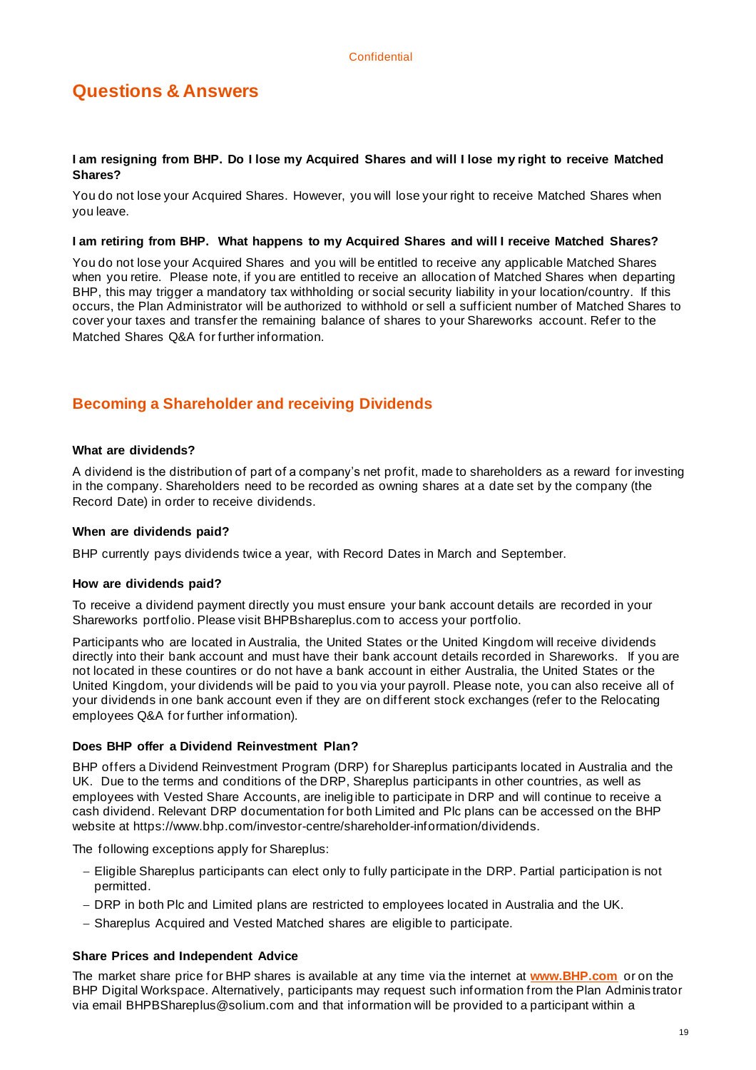## Questions & Answers

**I am resigning from BHP. Do I lose my Acquired Shares and will I lose my right to receive Matched Shares?**

You do not lose your Acquired Shares. However, you will lose your right to receive Matched Shares when you leave.

**I am retiring from BHP. What happens to my Acquired Shares and will I receive Matched Shares?**

You do not lose your Acquired Shares and you will be entitled to receive any applicable Matched Shares when you retire. Please note, if you are entitled to receive an allocation of Matched Shares when departing BHP, this may trigger a mandatory tax withholding or social security liability in your location/country. If this occurs, the Plan Administrator will be authorized to withhold or sell a sufficient number of Matched Shares to cover your taxes and transfer the remaining balance of shares to your Shareworks account. Refer to the Matched Shares Q&A for further information.

## Becoming a Shareholder and receiving Dividends

**What are dividends?**

A dividend is the distribution of part of a company's net profit, made to shareholders as a reward for investing in the company. Shareholders need to be recorded as owning shares at a date set by the company (the Record Date) in order to receive dividends.

**When are dividends paid?**

BHP currently pays dividends twice a year, with Record Dates in March and September.

**How are dividends paid?**

To receive a dividend payment directly you must ensure your bank account details are recorded in your Shareworks portfolio. Please visit BHPBshareplus.com to access your portfolio.

Participants who are located in Australia, the United States or the United Kingdom will receive dividends directly into their bank account and must have their bank account details recorded in Shareworks. If you are not located in these countires or do not have a bank account in either Australia, the United States or the United Kingdom, your dividends will be paid to you via your payroll. Please note, you can also receive all of your dividends in one bank account even if they are on different stock exchanges (refer to the Relocating employees Q&A for further information).

**Does BHP offer a Dividend Reinvestment Plan?**

BHP offers a Dividend Reinvestment Program (DRP) for Shareplus participants located in Australia and the UK. Due to the terms and conditions of the DRP, Shareplus participants in other countries, as well as employees with Vested Share Accounts, are ineligible to participate in DRP and will continue to receive a cash dividend. Relevant DRP documentation for both Limited and Plc plans can be accessed on the BHP website at https://www.bhp.com/investor-centre/shareholder-information/dividends.

The following exceptions apply for Shareplus:

- Eligible Shareplus participants can elect only to fully participate in the DRP. Partial participation is not permitted.
- DRP in both Plc and Limited plans are restricted to employees located in Australia and the UK.
- Shareplus Acquired and Vested Matched shares are eligible to participate.

**Share Prices and Independent Advice**

The market share price for BHP shares is available at any time via the internet at **www.BHP.com** or on the BHP Digital Workspace. Alternatively, participants may request such information from the Plan Administrator via email BHPBShareplus@solium.com and that information will be provided to a participant within a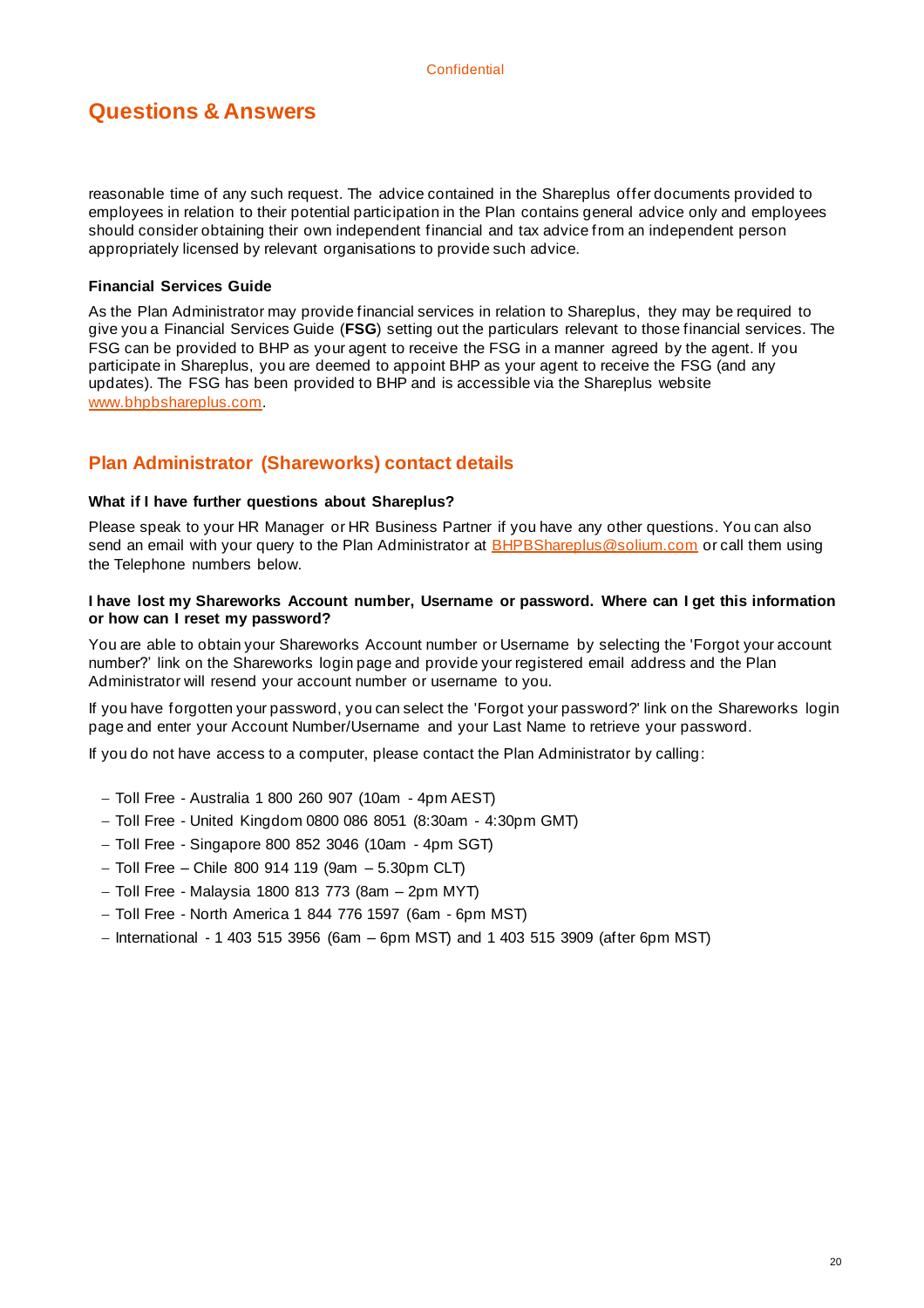# Questions & Answers

reasonable time of any such request. The advice contained in the Shareplus offer documents provided to employees in relation to their potential participation in the Plan contains general advice only and employees should consider obtaining their own independent financial and tax advice from an independent person appropriately licensed by relevant organisations to provide such advice.

### Financial Services Guide

As the Plan Administrator may provide financial services in relation to Shareplus, they may be required to give you a Financial Services Guide (**FSG**) setting out the particulars relevant to those financial services. The FSG can be provided to BHP as your agent to receive the FSG in a manner agreed by the agent. If you participate in Shareplus, you are deemed to appoint BHP as your agent to receive the FSG (and any updates). The FSG has been provided to BHP and is accessible via the Shareplus website www.bhpbshareplus.com.

## Plan Administrator (Shareworks) contact details

### What if I have further questions about Shareplus?

Please speak to your HR Manager or HR Business Partner if you have any other questions. You can also send an email with your query to the Plan Administrator at BHPBShareplus@solium.com or call them using the Telephone numbers below.

### I have lost my Shareworks Account number, Username or password. Where can I get this information or how can I reset my password?

You are able to obtain your Shareworks Account number or Username by selecting the 'Forgot your account number?' link on the Shareworks login page and provide your registered email address and the Plan Administrator will resend your account number or username to you.

If you have forgotten your password, you can select the 'Forgot your password?' link on the Shareworks login page and enter your Account Number/Username and your Last Name to retrieve your password.

If you do not have access to a computer, please contact the Plan Administrator by calling:

- Toll Free - Australia 1 800 260 907 (10am - 4pm AEST)
- Toll Free - United Kingdom 0800 086 8051 (8:30am - 4:30pm GMT)
- Toll Free - Singapore 800 852 3046 (10am - 4pm SGT)
- Toll Free – Chile 800 914 119 (9am – 5.30pm CLT)
- Toll Free - Malaysia 1800 813 773 (8am – 2pm MYT)
- Toll Free - North America 1 844 776 1597 (6am - 6pm MST)
- International - 1 403 515 3956 (6am – 6pm MST) and 1 403 515 3909 (after 6pm MST)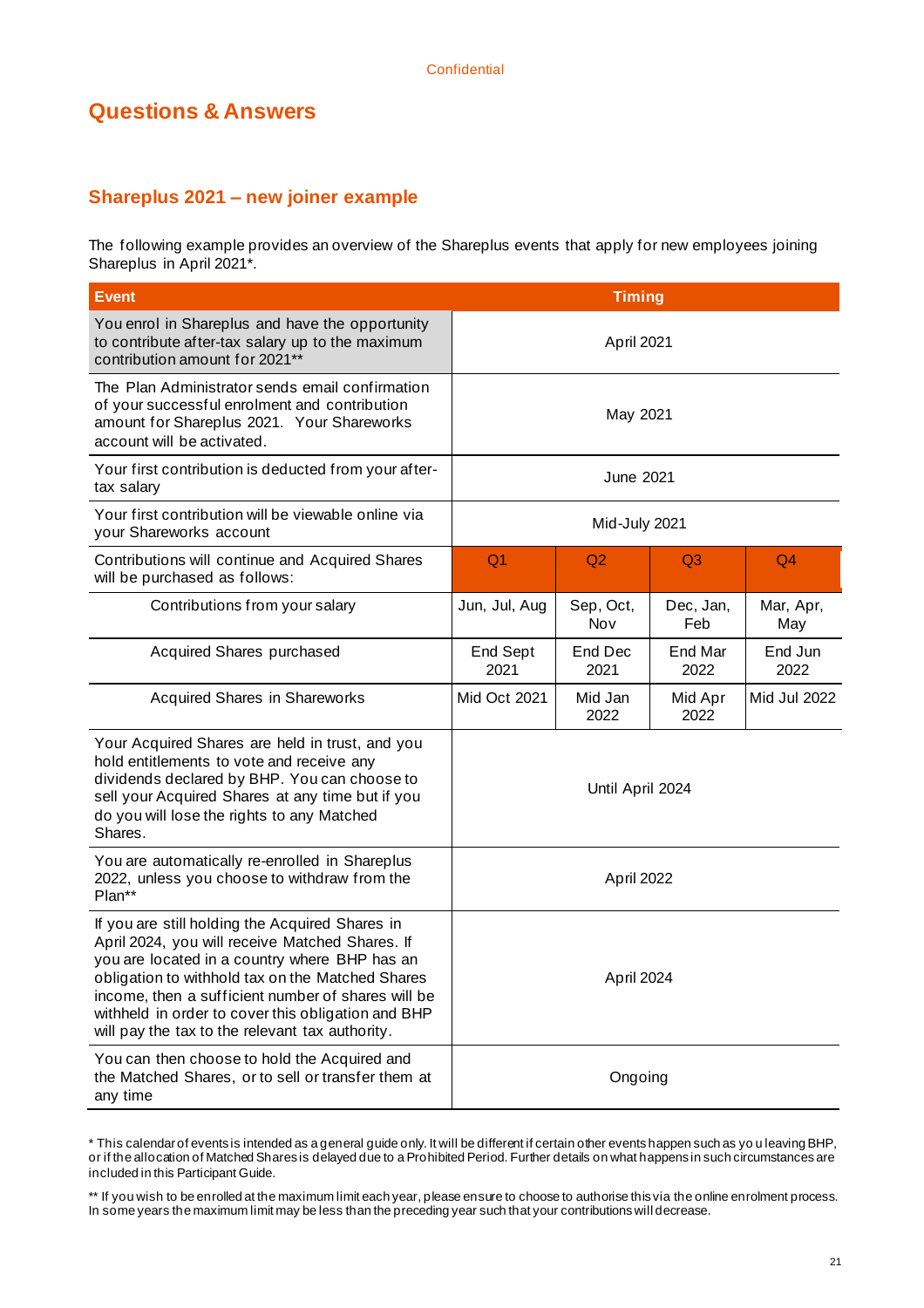Confidential

# Questions & Answers

## Shareplus 2021 – new joiner example

The following example provides an overview of the Shareplus events that apply for new employees joining Shareplus in April 2021*.

| Event | Timing | | | |
|---|---|---|---|---|
| You enrol in Shareplus and have the opportunity to contribute after-tax salary up to the maximum contribution amount for 2021** | April 2021 | | | |
| The Plan Administrator sends email confirmation of your successful enrolment and contribution amount for Shareplus 2021. Your Shareworks account will be activated. | May 2021 | | | |
| Your first contribution is deducted from your after-tax salary | June 2021 | | | |
| Your first contribution will be viewable online via your Shareworks account | Mid-July 2021 | | | |
| Contributions will continue and Acquired Shares will be purchased as follows: | Q1 | Q2 | Q3 | Q4 |
| Contributions from your salary | Jun, Jul, Aug | Sep, Oct, Nov | Dec, Jan, Feb | Mar, Apr, May |
| Acquired Shares purchased | End Sept 2021 | End Dec 2021 | End Mar 2022 | End Jun 2022 |
| Acquired Shares in Shareworks | Mid Oct 2021 | Mid Jan 2022 | Mid Apr 2022 | Mid Jul 2022 |
| Your Acquired Shares are held in trust, and you hold entitlements to vote and receive any dividends declared by BHP. You can choose to sell your Acquired Shares at any time but if you do you will lose the rights to any Matched Shares. | Until April 2024 | | | |
| You are automatically re-enrolled in Shareplus 2022, unless you choose to withdraw from the Plan** | April 2022 | | | |
| If you are still holding the Acquired Shares in April 2024, you will receive Matched Shares. If you are located in a country where BHP has an obligation to withhold tax on the Matched Shares income, then a sufficient number of shares will be withheld in order to cover this obligation and BHP will pay the tax to the relevant tax authority. | April 2024 | | | |
| You can then choose to hold the Acquired and the Matched Shares, or to sell or transfer them at any time | Ongoing | | | |

* This calendar of events is intended as a general guide only. It will be different if certain other events happen such as you leaving BHP, or if the allocation of Matched Shares is delayed due to a Prohibited Period. Further details on what happens in such circumstances are included in this Participant Guide.

** If you wish to be enrolled at the maximum limit each year, please ensure to choose to authorise this via the online enrolment process. In some years the maximum limit may be less than the preceding year such that your contributions will decrease.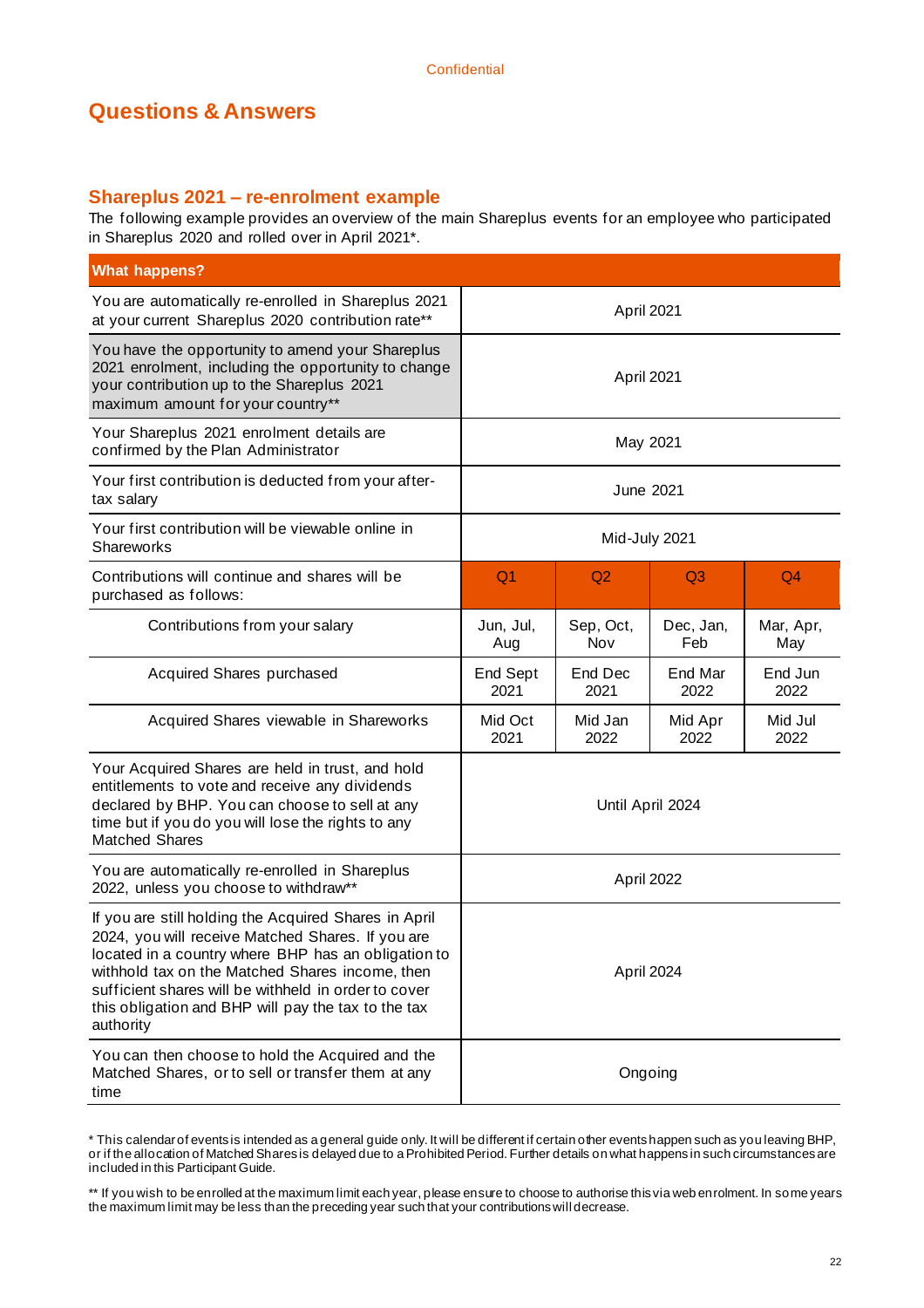Confidential

# Questions & Answers

## Shareplus 2021 – re-enrolment example

The following example provides an overview of the main Shareplus events for an employee who participated in Shareplus 2020 and rolled over in April 2021*.

| What happens? | | | | |
|---|---|---|---|---|
| You are automatically re-enrolled in Shareplus 2021 at your current Shareplus 2020 contribution rate** | April 2021 | | | |
| You have the opportunity to amend your Shareplus 2021 enrolment, including the opportunity to change your contribution up to the Shareplus 2021 maximum amount for your country** | April 2021 | | | |
| Your Shareplus 2021 enrolment details are confirmed by the Plan Administrator | May 2021 | | | |
| Your first contribution is deducted from your after-tax salary | June 2021 | | | |
| Your first contribution will be viewable online in Shareworks | Mid-July 2021 | | | |
| Contributions will continue and shares will be purchased as follows: | Q1 | Q2 | Q3 | Q4 |
| Contributions from your salary | Jun, Jul, Aug | Sep, Oct, Nov | Dec, Jan, Feb | Mar, Apr, May |
| Acquired Shares purchased | End Sept 2021 | End Dec 2021 | End Mar 2022 | End Jun 2022 |
| Acquired Shares viewable in Shareworks | Mid Oct 2021 | Mid Jan 2022 | Mid Apr 2022 | Mid Jul 2022 |
| Your Acquired Shares are held in trust, and hold entitlements to vote and receive any dividends declared by BHP. You can choose to sell at any time but if you do you will lose the rights to any Matched Shares | Until April 2024 | | | |
| You are automatically re-enrolled in Shareplus 2022, unless you choose to withdraw** | April 2022 | | | |
| If you are still holding the Acquired Shares in April 2024, you will receive Matched Shares. If you are located in a country where BHP has an obligation to withhold tax on the Matched Shares income, then sufficient shares will be withheld in order to cover this obligation and BHP will pay the tax to the tax authority | April 2024 | | | |
| You can then choose to hold the Acquired and the Matched Shares, or to sell or transfer them at any time | Ongoing | | | |

* This calendar of events is intended as a general guide only. It will be different if certain other events happen such as you leaving BHP, or if the allocation of Matched Shares is delayed due to a Prohibited Period. Further details on what happens in such circumstances are included in this Participant Guide.

** If you wish to be enrolled at the maximum limit each year, please ensure to choose to authorise this via web enrolment. In some years the maximum limit may be less than the preceding year such that your contributions will decrease.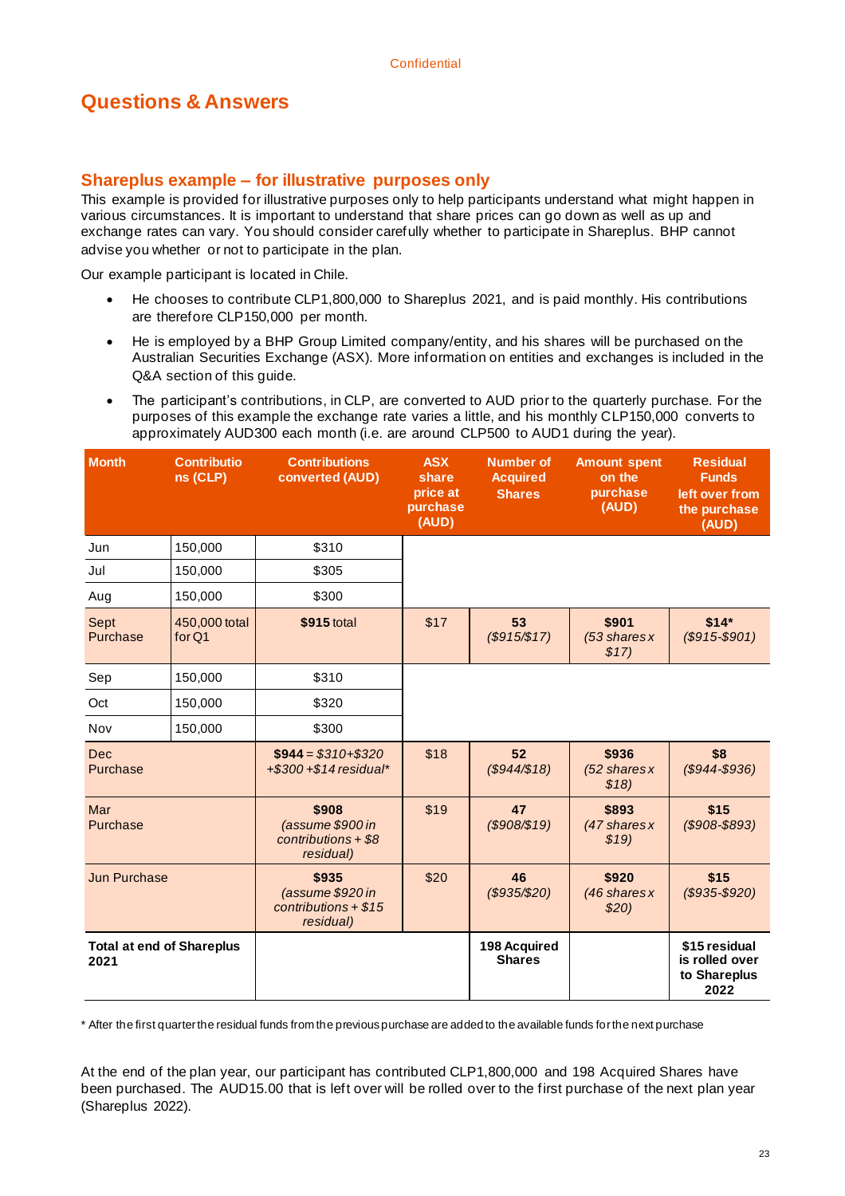Confidential

# Questions & Answers

## Shareplus example – for illustrative purposes only

This example is provided for illustrative purposes only to help participants understand what might happen in various circumstances. It is important to understand that share prices can go down as well as up and exchange rates can vary. You should consider carefully whether to participate in Shareplus. BHP cannot advise you whether or not to participate in the plan.

Our example participant is located in Chile.

- He chooses to contribute CLP1,800,000 to Shareplus 2021, and is paid monthly. His contributions are therefore CLP150,000 per month.
- He is employed by a BHP Group Limited company/entity, and his shares will be purchased on the Australian Securities Exchange (ASX). More information on entities and exchanges is included in the Q&A section of this guide.
- The participant's contributions, in CLP, are converted to AUD prior to the quarterly purchase. For the purposes of this example the exchange rate varies a little, and his monthly CLP150,000 converts to approximately AUD300 each month (i.e. are around CLP500 to AUD1 during the year).

| Month | Contributions (CLP) | Contributions converted (AUD) | ASX share price at purchase (AUD) | Number of Acquired Shares | Amount spent on the purchase (AUD) | Residual Funds left over from the purchase (AUD) |
|---|---|---|---|---|---|---|
| Jun | 150,000 | $310 | | | | |
| Jul | 150,000 | $305 | | | | |
| Aug | 150,000 | $300 | | | | |
| Sept Purchase | 450,000 total for Q1 | **$915** total | $17 | **53** *($915/$17)* | **$901** *(53 shares x $17)* | **$14*** *($915-$901)* |
| Sep | 150,000 | $310 | | | | |
| Oct | 150,000 | $320 | | | | |
| Nov | 150,000 | $300 | | | | |
| Dec Purchase | | **$944** = *$310+$320 +$300 +$14 residual** | $18 | **52** *($944/$18)* | **$936** *(52 shares x $18)* | **$8** *($944-$936)* |
| Mar Purchase | | **$908** *(assume $900 in contributions + $8 residual)* | $19 | **47** *($908/$19)* | **$893** *(47 shares x $19)* | **$15** *($908-$893)* |
| Jun Purchase | | **$935** *(assume $920 in contributions + $15 residual)* | $20 | **46** *($935/$20)* | **$920** *(46 shares x $20)* | **$15** *($935-$920)* |
| **Total at end of Shareplus 2021** | | | | **198 Acquired Shares** | | **$15 residual is rolled over to Shareplus 2022** |

* After the first quarter the residual funds from the previous purchase are added to the available funds for the next purchase

At the end of the plan year, our participant has contributed CLP1,800,000 and 198 Acquired Shares have been purchased. The AUD15.00 that is left over will be rolled over to the first purchase of the next plan year (Shareplus 2022).